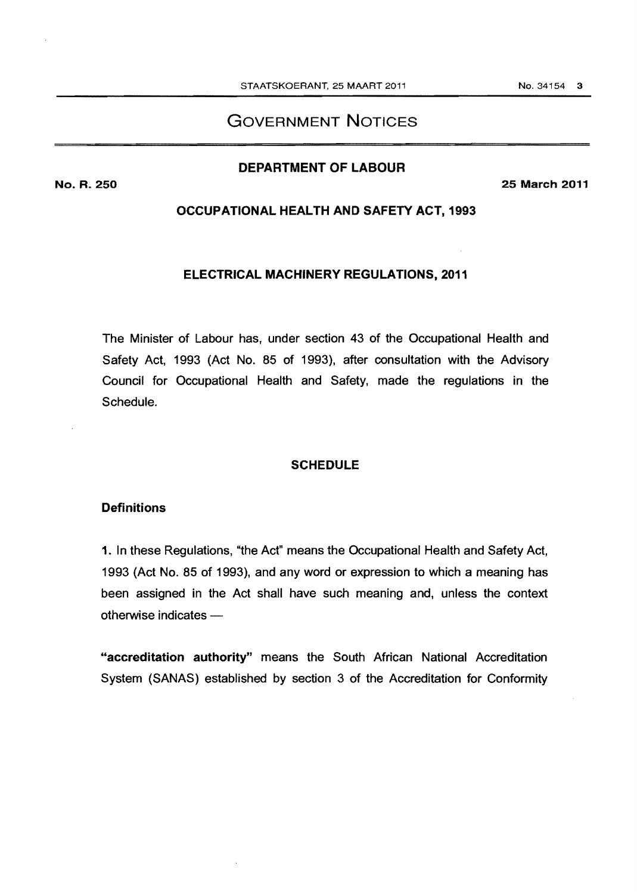# GOVERNMENT NOTICES

## DEPARTMENT OF LABOUR

**No. R. 250** **25 March 2011**

## OCCUPATIONAL HEALTH AND SAFETY ACT, 1993

## ELECTRICAL MACHINERY REGULATIONS, 2011

The Minister of Labour has, under section 43 of the Occupational Health and Safety Act, 1993 (Act No. 85 of 1993), after consultation with the Advisory Council for Occupational Health and Safety, made the regulations in the Schedule.

## SCHEDULE

### Definitions

**1.** In these Regulations, "the Act" means the Occupational Health and Safety Act, 1993 (Act No. 85 of 1993), and any word or expression to which a meaning has been assigned in the Act shall have such meaning and, unless the context otherwise indicates —

**"accreditation authority"** means the South African National Accreditation System (SANAS) established by section 3 of the Accreditation for Conformity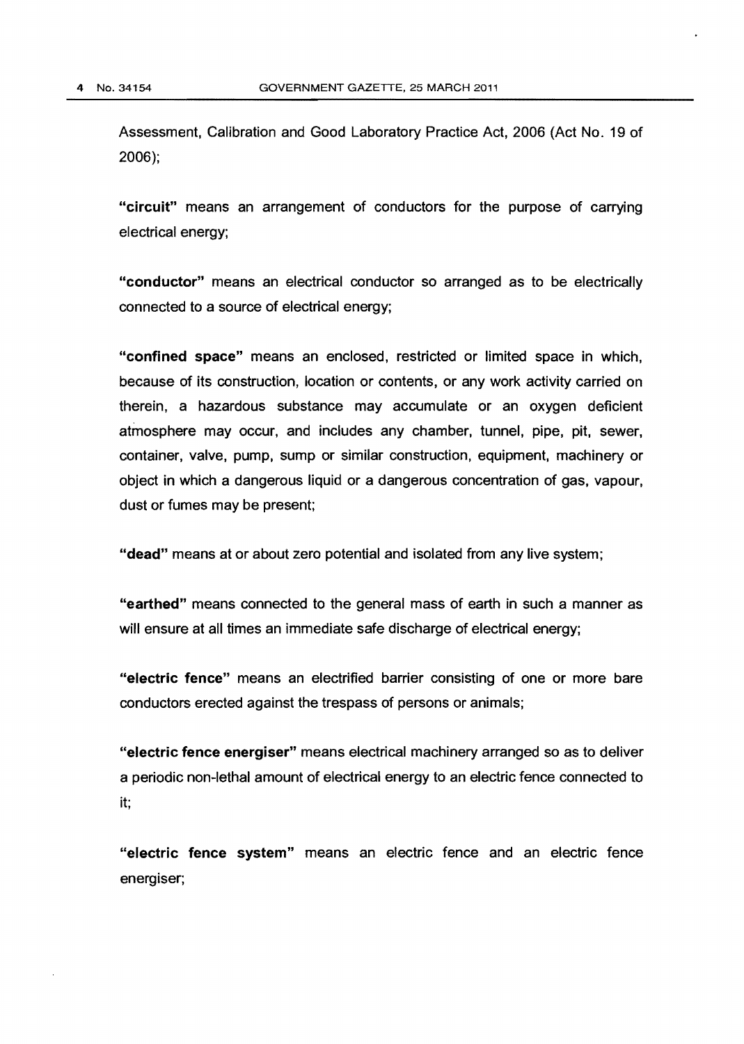Assessment, Calibration and Good Laboratory Practice Act, 2006 (Act No. 19 of 2006);

**"circuit"** means an arrangement of conductors for the purpose of carrying electrical energy;

**"conductor"** means an electrical conductor so arranged as to be electrically connected to a source of electrical energy;

**"confined space"** means an enclosed, restricted or limited space in which, because of its construction, location or contents, or any work activity carried on therein, a hazardous substance may accumulate or an oxygen deficient atmosphere may occur, and includes any chamber, tunnel, pipe, pit, sewer, container, valve, pump, sump or similar construction, equipment, machinery or object in which a dangerous liquid or a dangerous concentration of gas, vapour, dust or fumes may be present;

**"dead"** means at or about zero potential and isolated from any live system;

**"earthed"** means connected to the general mass of earth in such a manner as will ensure at all times an immediate safe discharge of electrical energy;

**"electric fence"** means an electrified barrier consisting of one or more bare conductors erected against the trespass of persons or animals;

**"electric fence energiser"** means electrical machinery arranged so as to deliver a periodic non-lethal amount of electrical energy to an electric fence connected to it;

**"electric fence system"** means an electric fence and an electric fence energiser;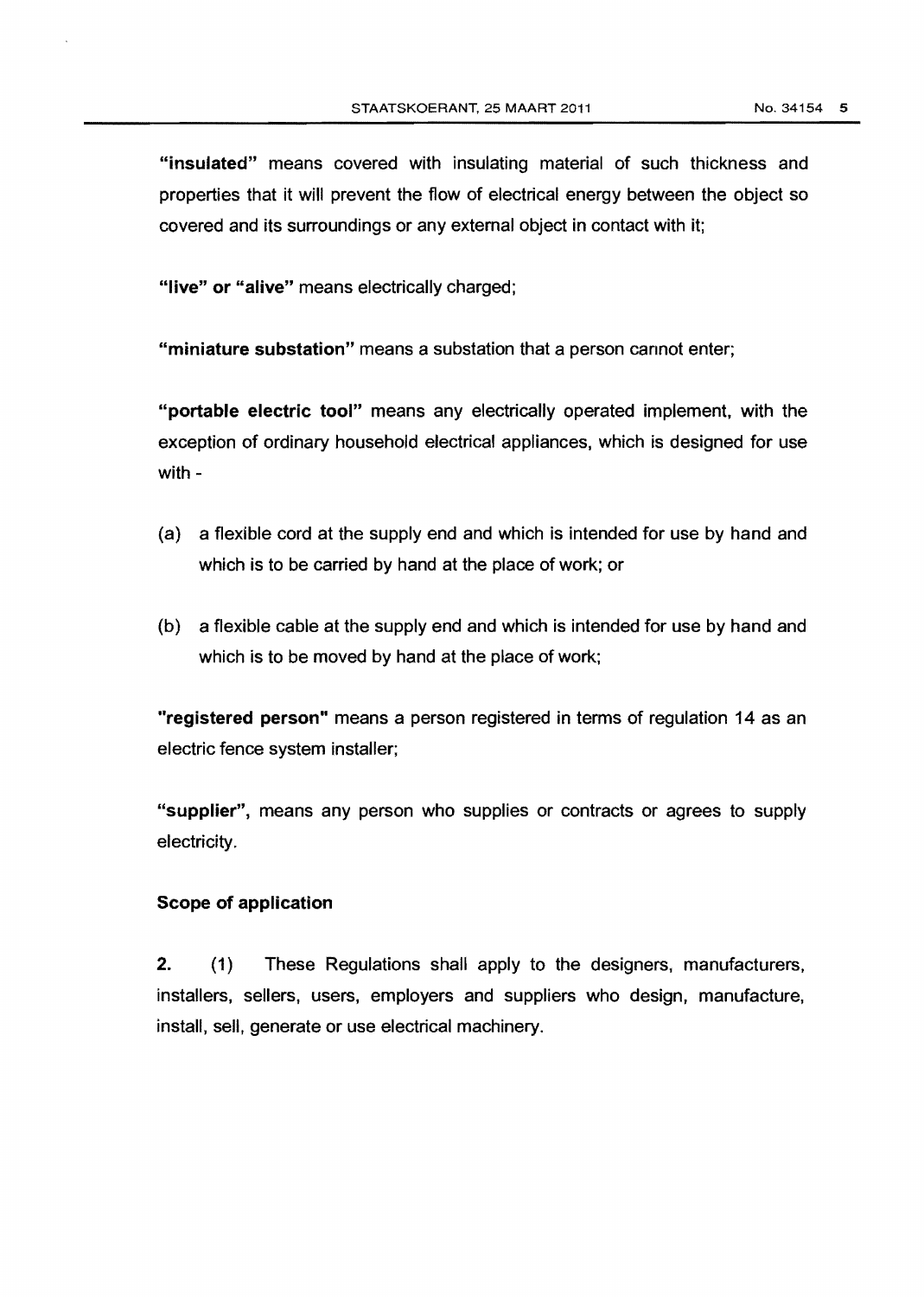**"insulated"** means covered with insulating material of such thickness and properties that it will prevent the flow of electrical energy between the object so covered and its surroundings or any external object in contact with it;

**"live" or "alive"** means electrically charged;

**"miniature substation"** means a substation that a person cannot enter;

**"portable electric tool"** means any electrically operated implement, with the exception of ordinary household electrical appliances, which is designed for use with -

(a) a flexible cord at the supply end and which is intended for use by hand and which is to be carried by hand at the place of work; or

(b) a flexible cable at the supply end and which is intended for use by hand and which is to be moved by hand at the place of work;

**"registered person"** means a person registered in terms of regulation 14 as an electric fence system installer;

**"supplier"**, means any person who supplies or contracts or agrees to supply electricity.

**Scope of application**

**2.** (1) These Regulations shall apply to the designers, manufacturers, installers, sellers, users, employers and suppliers who design, manufacture, install, sell, generate or use electrical machinery.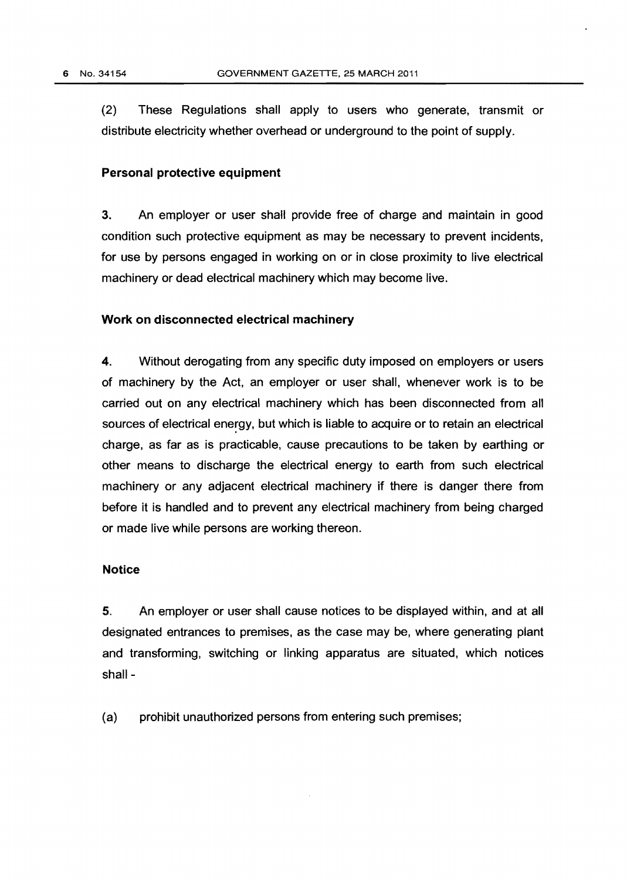(2) These Regulations shall apply to users who generate, transmit or distribute electricity whether overhead or underground to the point of supply.

**Personal protective equipment**

**3.** An employer or user shall provide free of charge and maintain in good condition such protective equipment as may be necessary to prevent incidents, for use by persons engaged in working on or in close proximity to live electrical machinery or dead electrical machinery which may become live.

**Work on disconnected electrical machinery**

**4.** Without derogating from any specific duty imposed on employers or users of machinery by the Act, an employer or user shall, whenever work is to be carried out on any electrical machinery which has been disconnected from all sources of electrical energy, but which is liable to acquire or to retain an electrical charge, as far as is practicable, cause precautions to be taken by earthing or other means to discharge the electrical energy to earth from such electrical machinery or any adjacent electrical machinery if there is danger there from before it is handled and to prevent any electrical machinery from being charged or made live while persons are working thereon.

**Notice**

**5.** An employer or user shall cause notices to be displayed within, and at all designated entrances to premises, as the case may be, where generating plant and transforming, switching or linking apparatus are situated, which notices shall -

(a) prohibit unauthorized persons from entering such premises;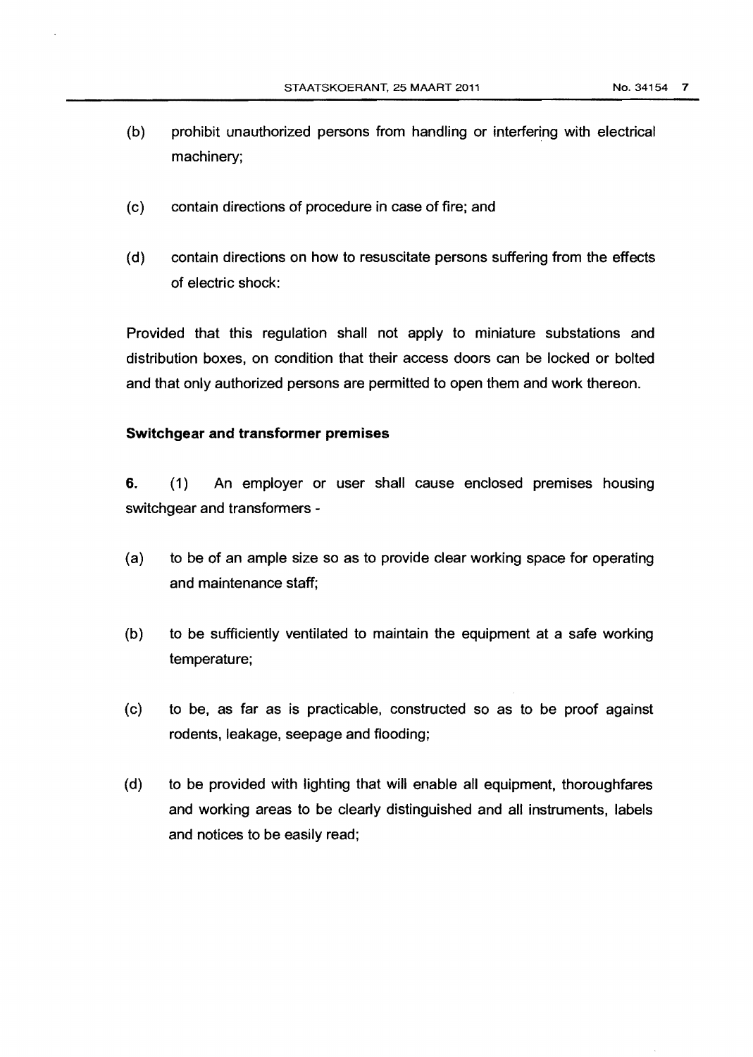(b) prohibit unauthorized persons from handling or interfering with electrical machinery;

(c) contain directions of procedure in case of fire; and

(d) contain directions on how to resuscitate persons suffering from the effects of electric shock:

Provided that this regulation shall not apply to miniature substations and distribution boxes, on condition that their access doors can be locked or bolted and that only authorized persons are permitted to open them and work thereon.

**Switchgear and transformer premises**

**6.** (1) An employer or user shall cause enclosed premises housing switchgear and transformers -

(a) to be of an ample size so as to provide clear working space for operating and maintenance staff;

(b) to be sufficiently ventilated to maintain the equipment at a safe working temperature;

(c) to be, as far as is practicable, constructed so as to be proof against rodents, leakage, seepage and flooding;

(d) to be provided with lighting that will enable all equipment, thoroughfares and working areas to be clearly distinguished and all instruments, labels and notices to be easily read;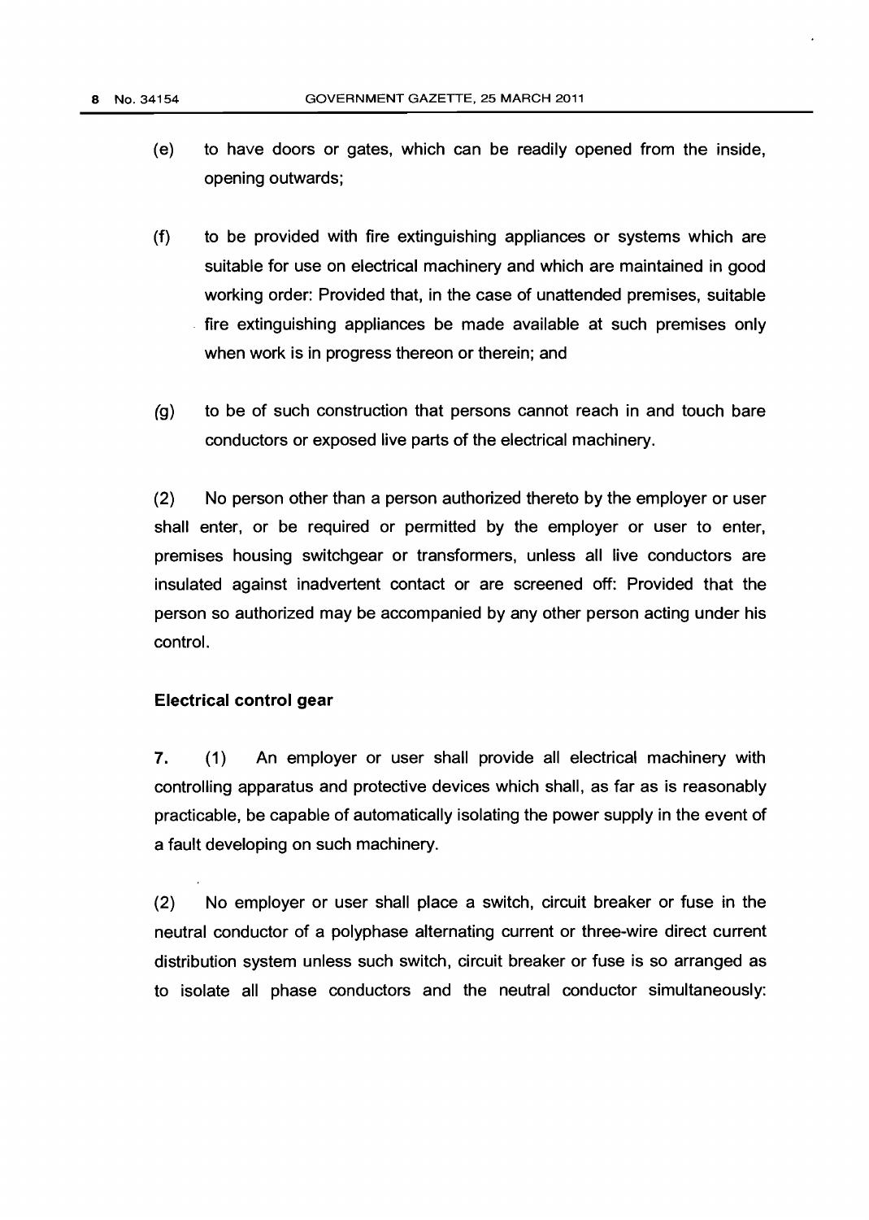(e) to have doors or gates, which can be readily opened from the inside, opening outwards;

(f) to be provided with fire extinguishing appliances or systems which are suitable for use on electrical machinery and which are maintained in good working order: Provided that, in the case of unattended premises, suitable fire extinguishing appliances be made available at such premises only when work is in progress thereon or therein; and

(g) to be of such construction that persons cannot reach in and touch bare conductors or exposed live parts of the electrical machinery.

(2) No person other than a person authorized thereto by the employer or user shall enter, or be required or permitted by the employer or user to enter, premises housing switchgear or transformers, unless all live conductors are insulated against inadvertent contact or are screened off: Provided that the person so authorized may be accompanied by any other person acting under his control.

**Electrical control gear**

**7.** (1) An employer or user shall provide all electrical machinery with controlling apparatus and protective devices which shall, as far as is reasonably practicable, be capable of automatically isolating the power supply in the event of a fault developing on such machinery.

(2) No employer or user shall place a switch, circuit breaker or fuse in the neutral conductor of a polyphase alternating current or three-wire direct current distribution system unless such switch, circuit breaker or fuse is so arranged as to isolate all phase conductors and the neutral conductor simultaneously: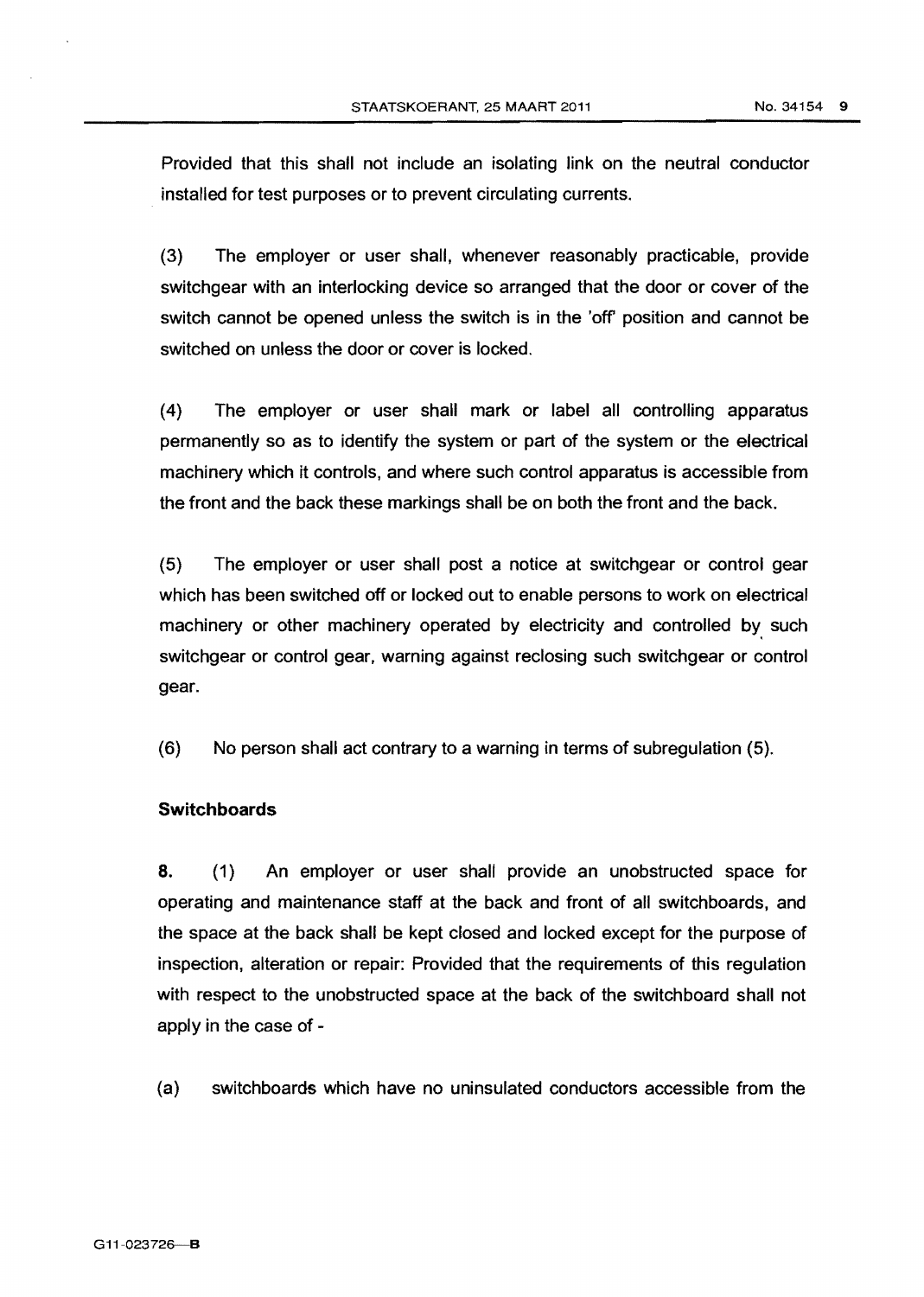Provided that this shall not include an isolating link on the neutral conductor installed for test purposes or to prevent circulating currents.

(3) The employer or user shall, whenever reasonably practicable, provide switchgear with an interlocking device so arranged that the door or cover of the switch cannot be opened unless the switch is in the 'off' position and cannot be switched on unless the door or cover is locked.

(4) The employer or user shall mark or label all controlling apparatus permanently so as to identify the system or part of the system or the electrical machinery which it controls, and where such control apparatus is accessible from the front and the back these markings shall be on both the front and the back.

(5) The employer or user shall post a notice at switchgear or control gear which has been switched off or locked out to enable persons to work on electrical machinery or other machinery operated by electricity and controlled by such switchgear or control gear, warning against reclosing such switchgear or control gear.

(6) No person shall act contrary to a warning in terms of subregulation (5).

**Switchboards**

**8.** (1) An employer or user shall provide an unobstructed space for operating and maintenance staff at the back and front of all switchboards, and the space at the back shall be kept closed and locked except for the purpose of inspection, alteration or repair: Provided that the requirements of this regulation with respect to the unobstructed space at the back of the switchboard shall not apply in the case of -

(a) switchboards which have no uninsulated conductors accessible from the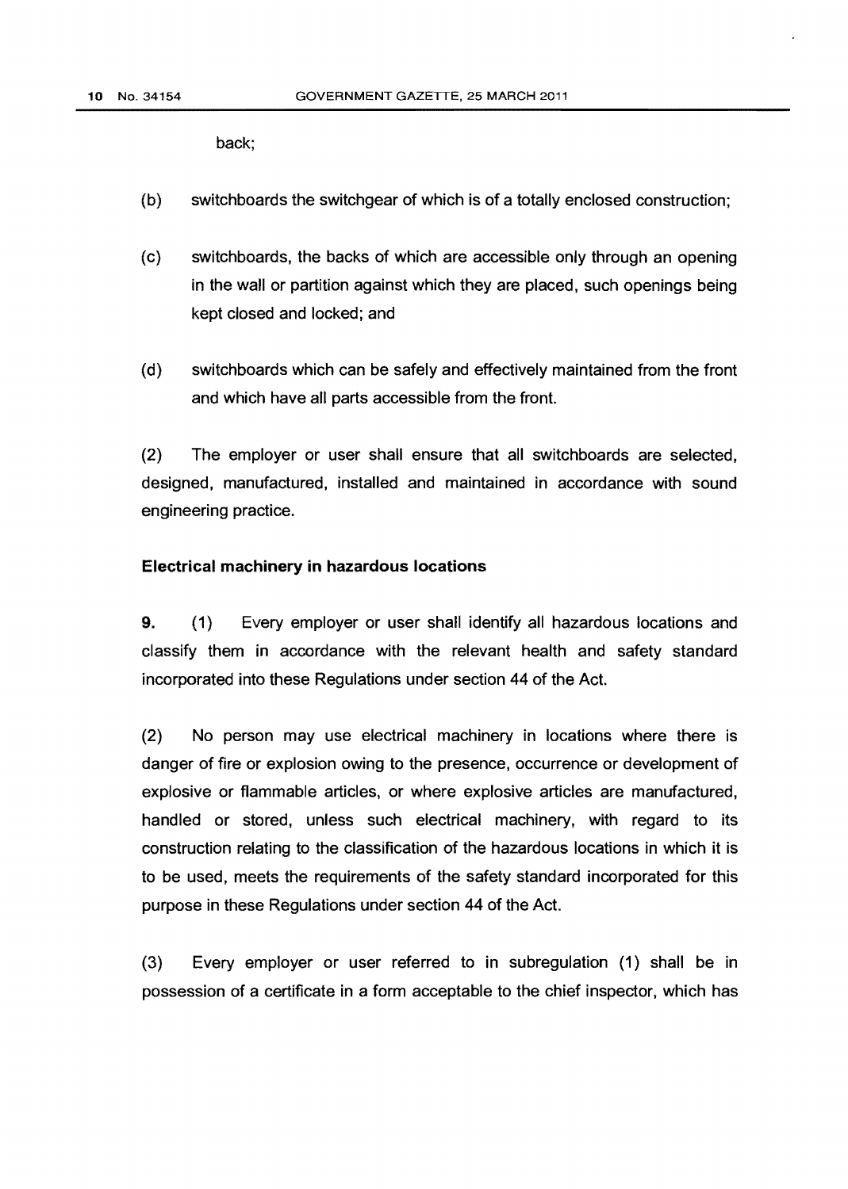back;

(b) switchboards the switchgear of which is of a totally enclosed construction;

(c) switchboards, the backs of which are accessible only through an opening in the wall or partition against which they are placed, such openings being kept closed and locked; and

(d) switchboards which can be safely and effectively maintained from the front and which have all parts accessible from the front.

(2) The employer or user shall ensure that all switchboards are selected, designed, manufactured, installed and maintained in accordance with sound engineering practice.

**Electrical machinery in hazardous locations**

**9.** (1) Every employer or user shall identify all hazardous locations and classify them in accordance with the relevant health and safety standard incorporated into these Regulations under section 44 of the Act.

(2) No person may use electrical machinery in locations where there is danger of fire or explosion owing to the presence, occurrence or development of explosive or flammable articles, or where explosive articles are manufactured, handled or stored, unless such electrical machinery, with regard to its construction relating to the classification of the hazardous locations in which it is to be used, meets the requirements of the safety standard incorporated for this purpose in these Regulations under section 44 of the Act.

(3) Every employer or user referred to in subregulation (1) shall be in possession of a certificate in a form acceptable to the chief inspector, which has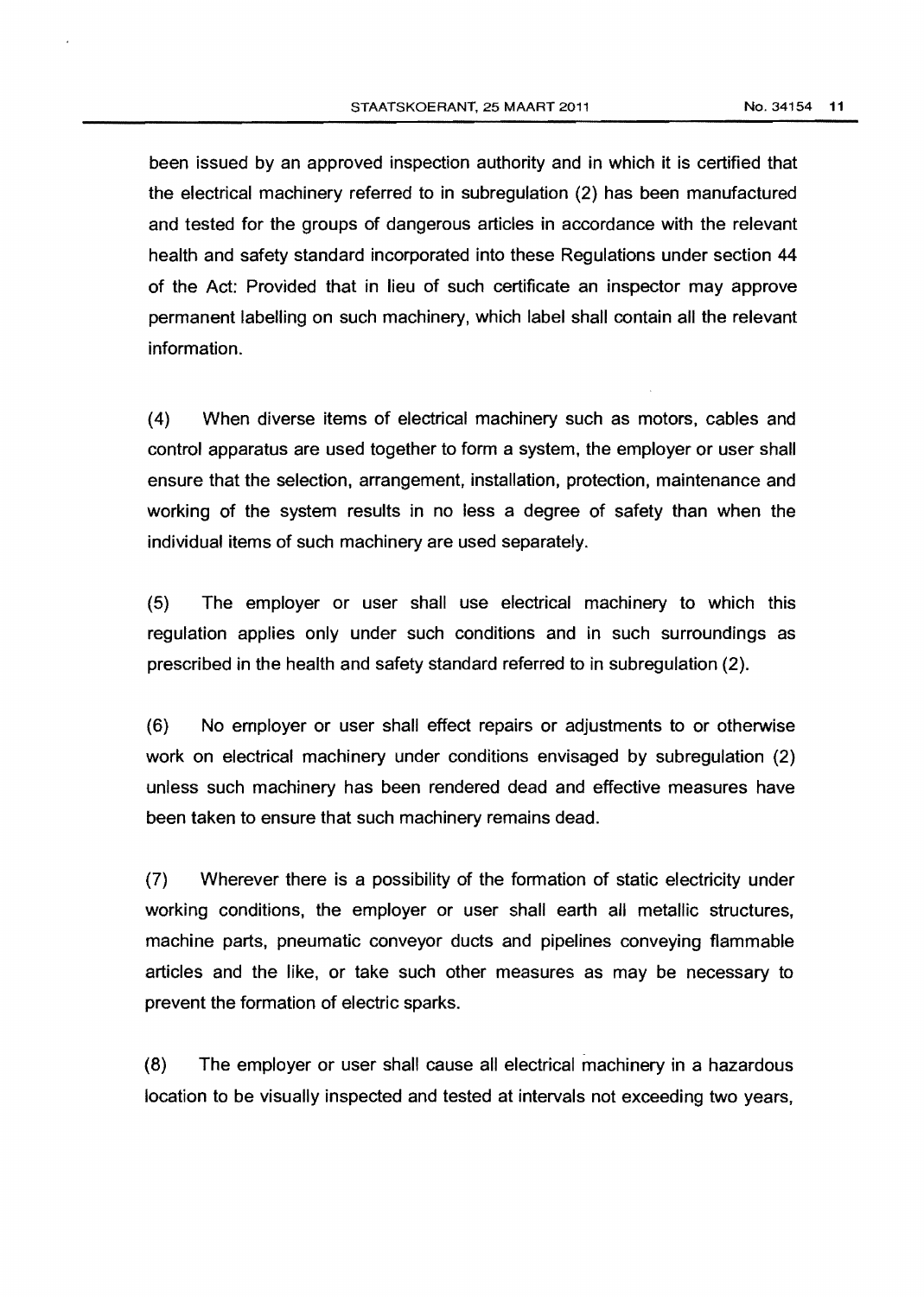been issued by an approved inspection authority and in which it is certified that the electrical machinery referred to in subregulation (2) has been manufactured and tested for the groups of dangerous articles in accordance with the relevant health and safety standard incorporated into these Regulations under section 44 of the Act: Provided that in lieu of such certificate an inspector may approve permanent labelling on such machinery, which label shall contain all the relevant information.

(4) When diverse items of electrical machinery such as motors, cables and control apparatus are used together to form a system, the employer or user shall ensure that the selection, arrangement, installation, protection, maintenance and working of the system results in no less a degree of safety than when the individual items of such machinery are used separately.

(5) The employer or user shall use electrical machinery to which this regulation applies only under such conditions and in such surroundings as prescribed in the health and safety standard referred to in subregulation (2).

(6) No employer or user shall effect repairs or adjustments to or otherwise work on electrical machinery under conditions envisaged by subregulation (2) unless such machinery has been rendered dead and effective measures have been taken to ensure that such machinery remains dead.

(7) Wherever there is a possibility of the formation of static electricity under working conditions, the employer or user shall earth all metallic structures, machine parts, pneumatic conveyor ducts and pipelines conveying flammable articles and the like, or take such other measures as may be necessary to prevent the formation of electric sparks.

(8) The employer or user shall cause all electrical machinery in a hazardous location to be visually inspected and tested at intervals not exceeding two years,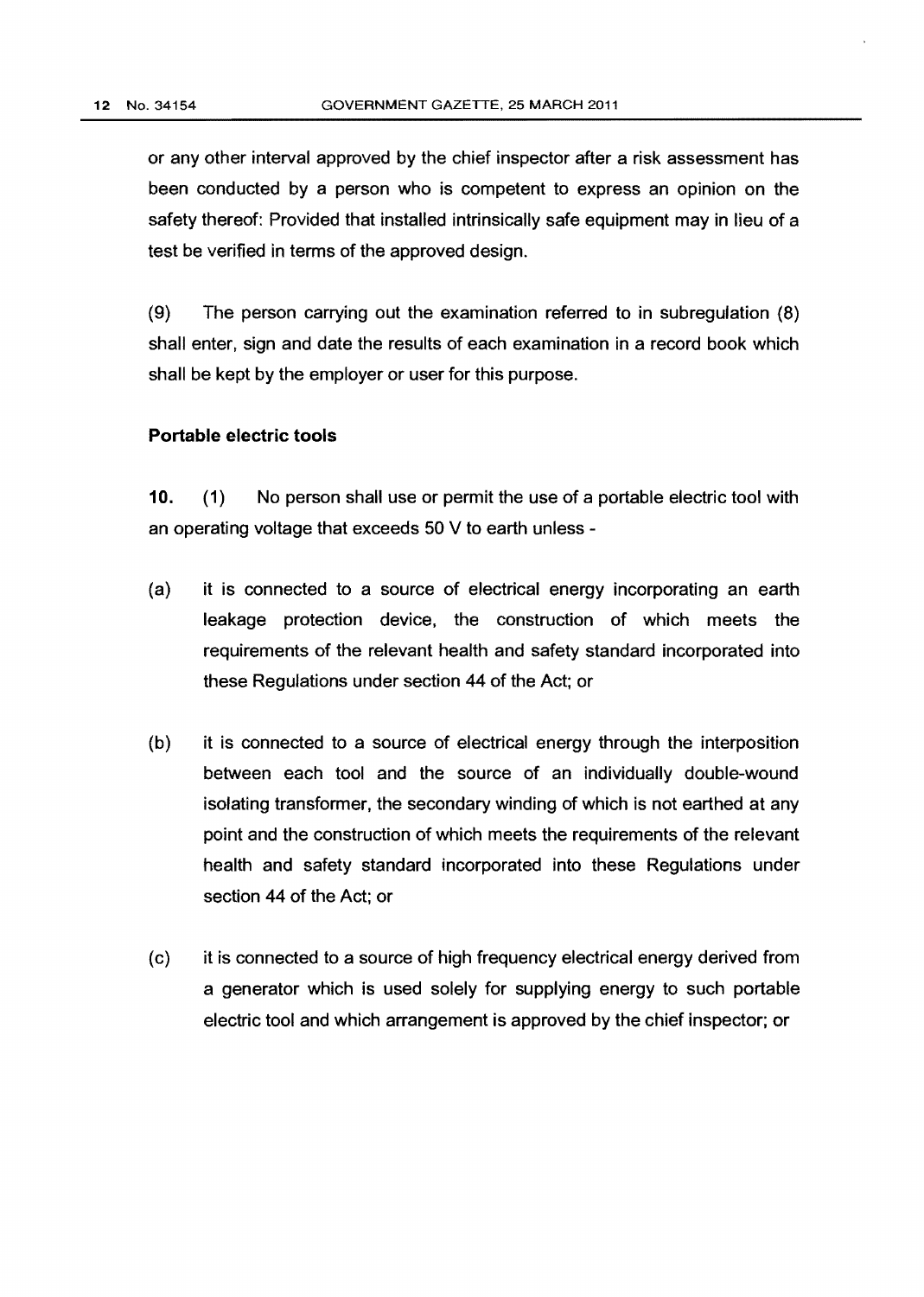or any other interval approved by the chief inspector after a risk assessment has been conducted by a person who is competent to express an opinion on the safety thereof: Provided that installed intrinsically safe equipment may in lieu of a test be verified in terms of the approved design.

(9) The person carrying out the examination referred to in subregulation (8) shall enter, sign and date the results of each examination in a record book which shall be kept by the employer or user for this purpose.

### Portable electric tools

**10.** (1) No person shall use or permit the use of a portable electric tool with an operating voltage that exceeds 50 V to earth unless -

(a) it is connected to a source of electrical energy incorporating an earth leakage protection device, the construction of which meets the requirements of the relevant health and safety standard incorporated into these Regulations under section 44 of the Act; or

(b) it is connected to a source of electrical energy through the interposition between each tool and the source of an individually double-wound isolating transformer, the secondary winding of which is not earthed at any point and the construction of which meets the requirements of the relevant health and safety standard incorporated into these Regulations under section 44 of the Act; or

(c) it is connected to a source of high frequency electrical energy derived from a generator which is used solely for supplying energy to such portable electric tool and which arrangement is approved by the chief inspector; or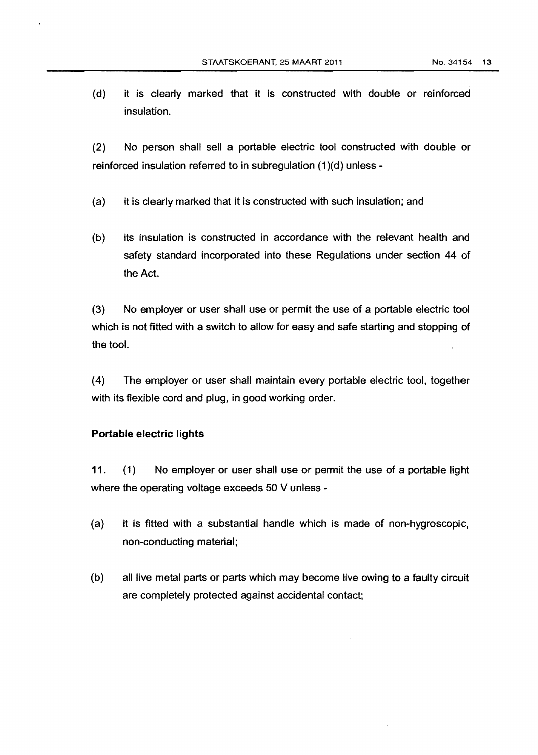(d) it is clearly marked that it is constructed with double or reinforced insulation.

(2) No person shall sell a portable electric tool constructed with double or reinforced insulation referred to in subregulation (1)(d) unless -

(a) it is clearly marked that it is constructed with such insulation; and

(b) its insulation is constructed in accordance with the relevant health and safety standard incorporated into these Regulations under section 44 of the Act.

(3) No employer or user shall use or permit the use of a portable electric tool which is not fitted with a switch to allow for easy and safe starting and stopping of the tool.

(4) The employer or user shall maintain every portable electric tool, together with its flexible cord and plug, in good working order.

**Portable electric lights**

**11.** (1) No employer or user shall use or permit the use of a portable light where the operating voltage exceeds 50 V unless -

(a) it is fitted with a substantial handle which is made of non-hygroscopic, non-conducting material;

(b) all live metal parts or parts which may become live owing to a faulty circuit are completely protected against accidental contact;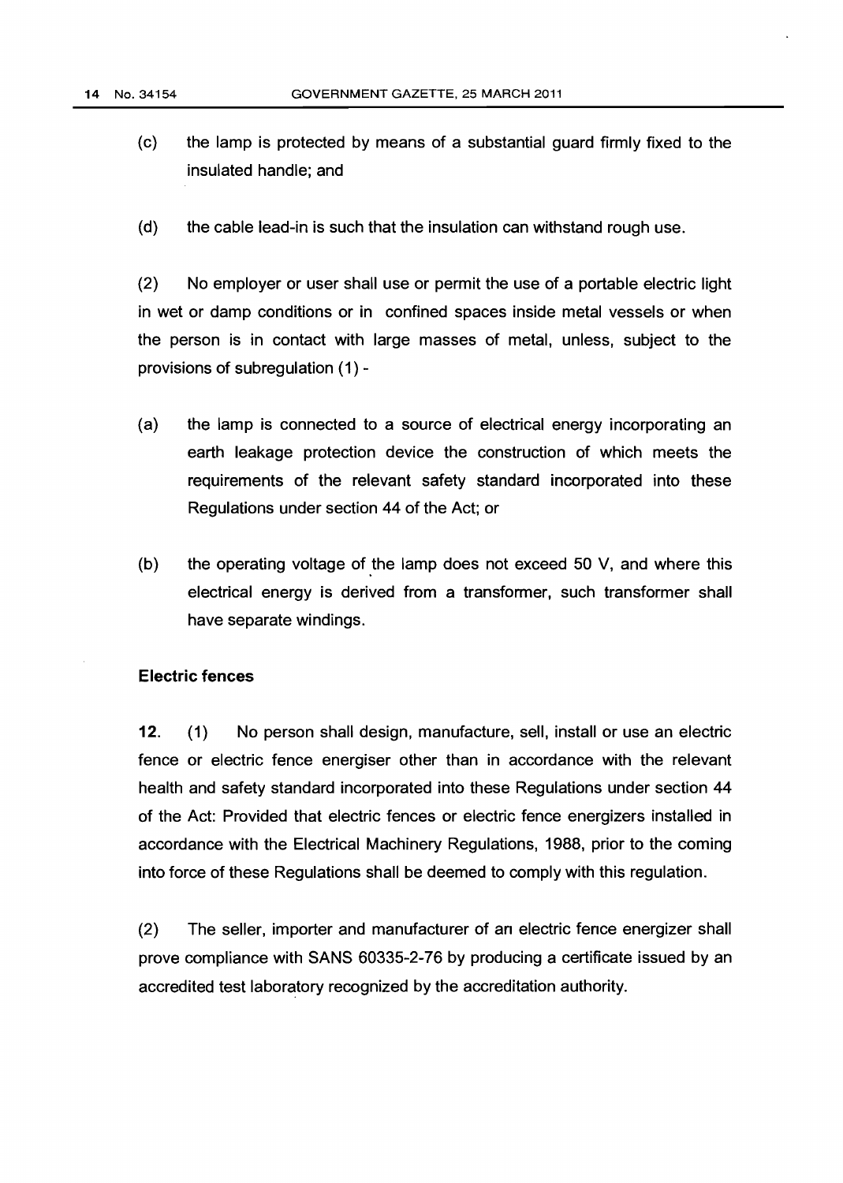(c) the lamp is protected by means of a substantial guard firmly fixed to the insulated handle; and

(d) the cable lead-in is such that the insulation can withstand rough use.

(2) No employer or user shall use or permit the use of a portable electric light in wet or damp conditions or in confined spaces inside metal vessels or when the person is in contact with large masses of metal, unless, subject to the provisions of subregulation (1) -

(a) the lamp is connected to a source of electrical energy incorporating an earth leakage protection device the construction of which meets the requirements of the relevant safety standard incorporated into these Regulations under section 44 of the Act; or

(b) the operating voltage of the lamp does not exceed 50 V, and where this electrical energy is derived from a transformer, such transformer shall have separate windings.

**Electric fences**

**12.** (1) No person shall design, manufacture, sell, install or use an electric fence or electric fence energiser other than in accordance with the relevant health and safety standard incorporated into these Regulations under section 44 of the Act: Provided that electric fences or electric fence energizers installed in accordance with the Electrical Machinery Regulations, 1988, prior to the coming into force of these Regulations shall be deemed to comply with this regulation.

(2) The seller, importer and manufacturer of an electric fence energizer shall prove compliance with SANS 60335-2-76 by producing a certificate issued by an accredited test laboratory recognized by the accreditation authority.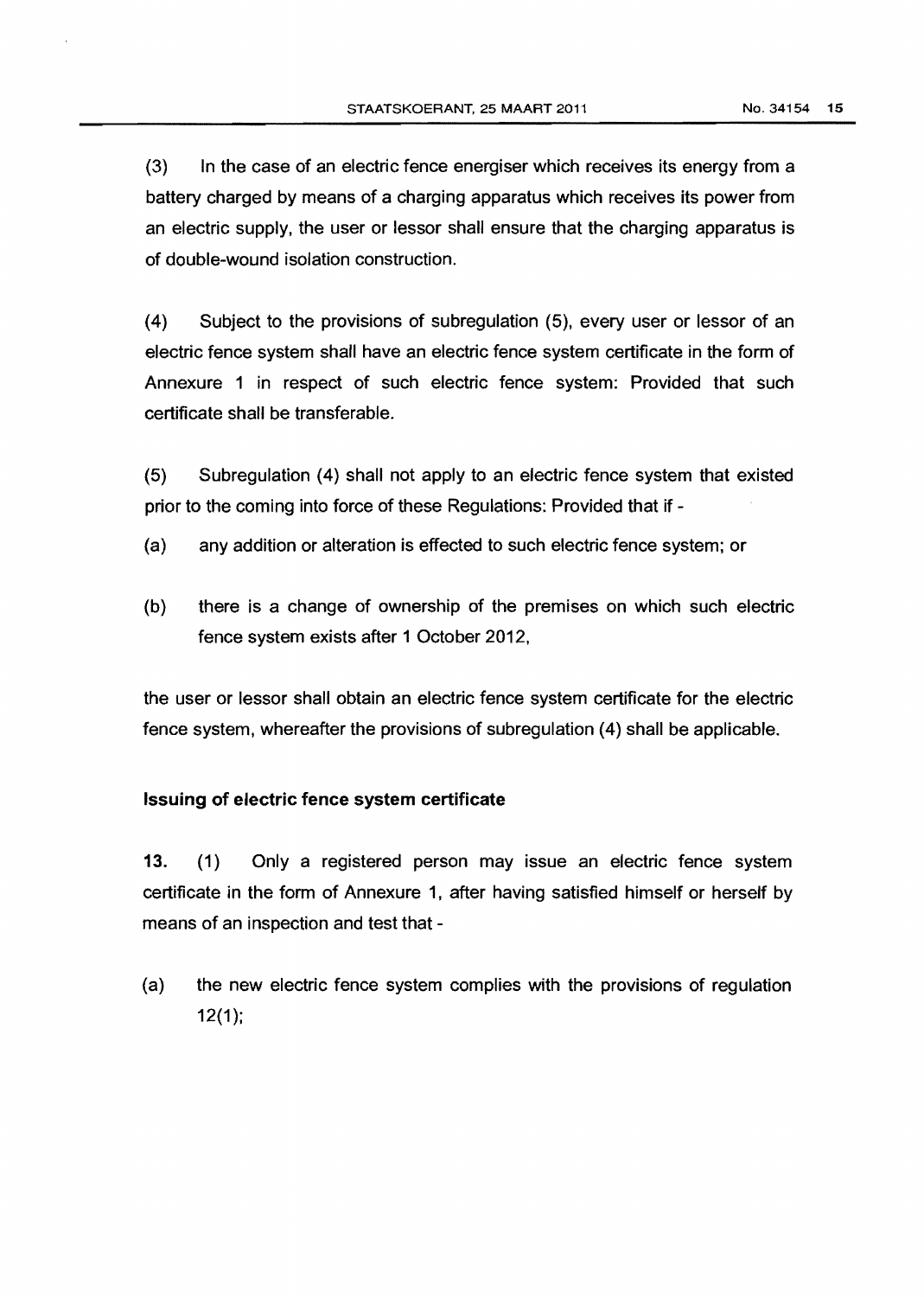(3) In the case of an electric fence energiser which receives its energy from a battery charged by means of a charging apparatus which receives its power from an electric supply, the user or lessor shall ensure that the charging apparatus is of double-wound isolation construction.

(4) Subject to the provisions of subregulation (5), every user or lessor of an electric fence system shall have an electric fence system certificate in the form of Annexure 1 in respect of such electric fence system: Provided that such certificate shall be transferable.

(5) Subregulation (4) shall not apply to an electric fence system that existed prior to the coming into force of these Regulations: Provided that if -

(a) any addition or alteration is effected to such electric fence system; or

(b) there is a change of ownership of the premises on which such electric fence system exists after 1 October 2012,

the user or lessor shall obtain an electric fence system certificate for the electric fence system, whereafter the provisions of subregulation (4) shall be applicable.

**Issuing of electric fence system certificate**

**13.** (1) Only a registered person may issue an electric fence system certificate in the form of Annexure 1, after having satisfied himself or herself by means of an inspection and test that -

(a) the new electric fence system complies with the provisions of regulation 12(1);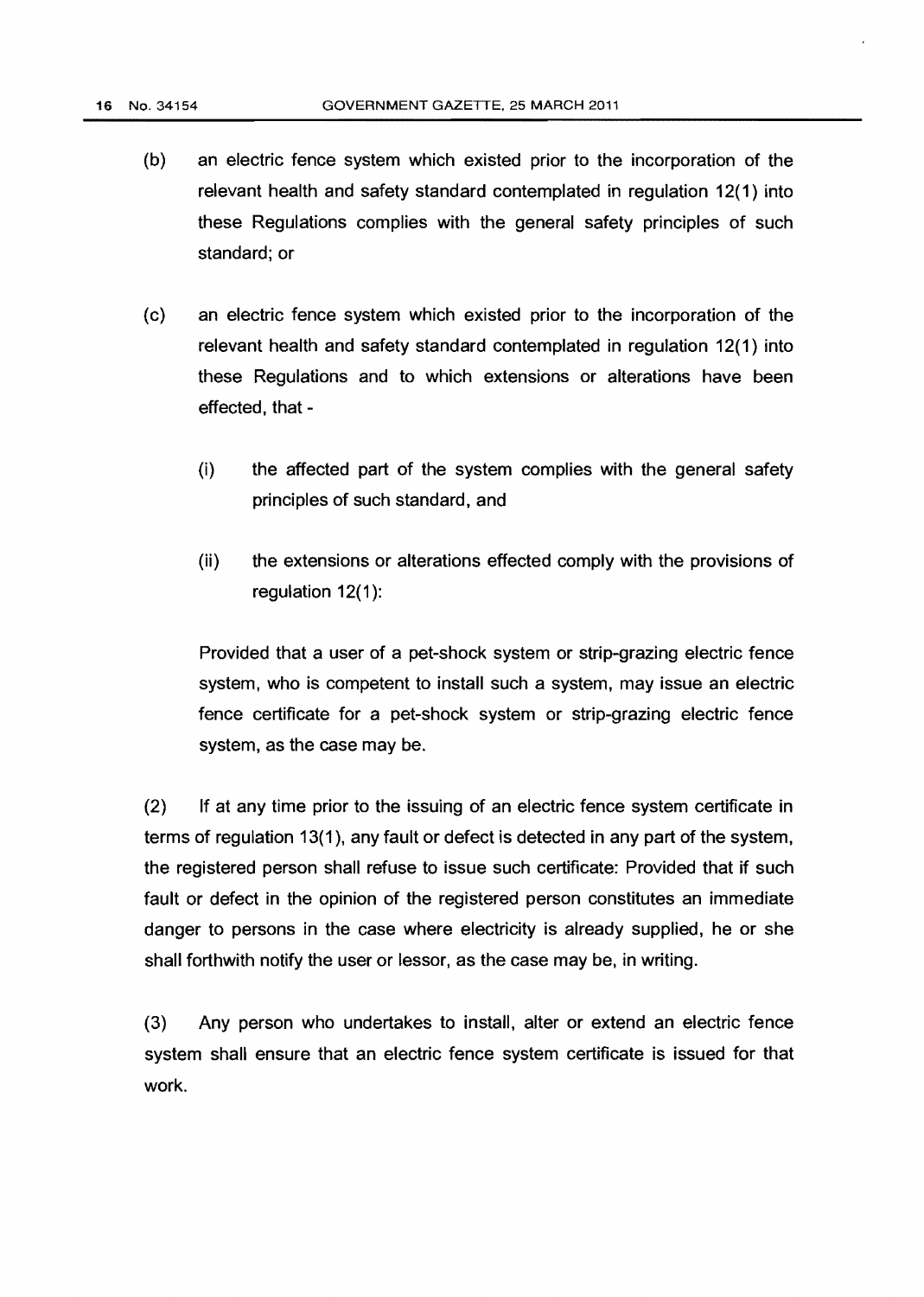(b) an electric fence system which existed prior to the incorporation of the relevant health and safety standard contemplated in regulation 12(1) into these Regulations complies with the general safety principles of such standard; or

(c) an electric fence system which existed prior to the incorporation of the relevant health and safety standard contemplated in regulation 12(1) into these Regulations and to which extensions or alterations have been effected, that -

 (i) the affected part of the system complies with the general safety principles of such standard, and

 (ii) the extensions or alterations effected comply with the provisions of regulation 12(1):

Provided that a user of a pet-shock system or strip-grazing electric fence system, who is competent to install such a system, may issue an electric fence certificate for a pet-shock system or strip-grazing electric fence system, as the case may be.

(2) If at any time prior to the issuing of an electric fence system certificate in terms of regulation 13(1), any fault or defect is detected in any part of the system, the registered person shall refuse to issue such certificate: Provided that if such fault or defect in the opinion of the registered person constitutes an immediate danger to persons in the case where electricity is already supplied, he or she shall forthwith notify the user or lessor, as the case may be, in writing.

(3) Any person who undertakes to install, alter or extend an electric fence system shall ensure that an electric fence system certificate is issued for that work.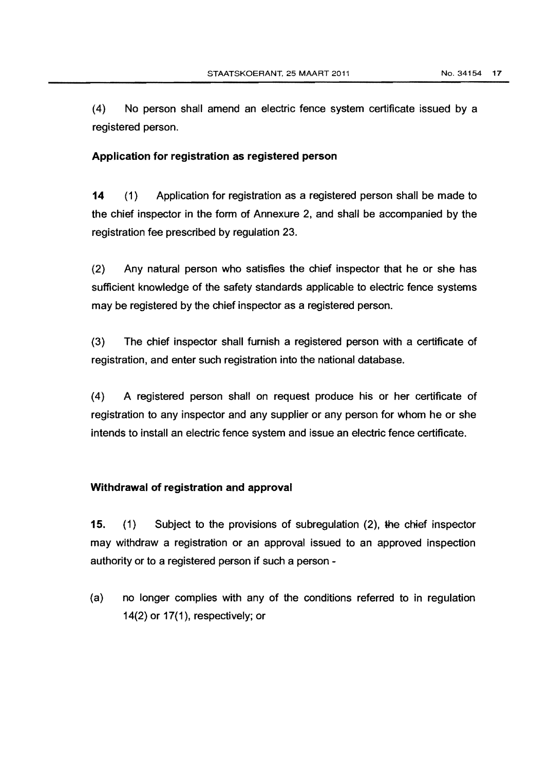(4) No person shall amend an electric fence system certificate issued by a registered person.

**Application for registration as registered person**

**14** (1) Application for registration as a registered person shall be made to the chief inspector in the form of Annexure 2, and shall be accompanied by the registration fee prescribed by regulation 23.

(2) Any natural person who satisfies the chief inspector that he or she has sufficient knowledge of the safety standards applicable to electric fence systems may be registered by the chief inspector as a registered person.

(3) The chief inspector shall furnish a registered person with a certificate of registration, and enter such registration into the national database.

(4) A registered person shall on request produce his or her certificate of registration to any inspector and any supplier or any person for whom he or she intends to install an electric fence system and issue an electric fence certificate.

**Withdrawal of registration and approval**

**15.** (1) Subject to the provisions of subregulation (2), the chief inspector may withdraw a registration or an approval issued to an approved inspection authority or to a registered person if such a person -

(a) no longer complies with any of the conditions referred to in regulation 14(2) or 17(1), respectively; or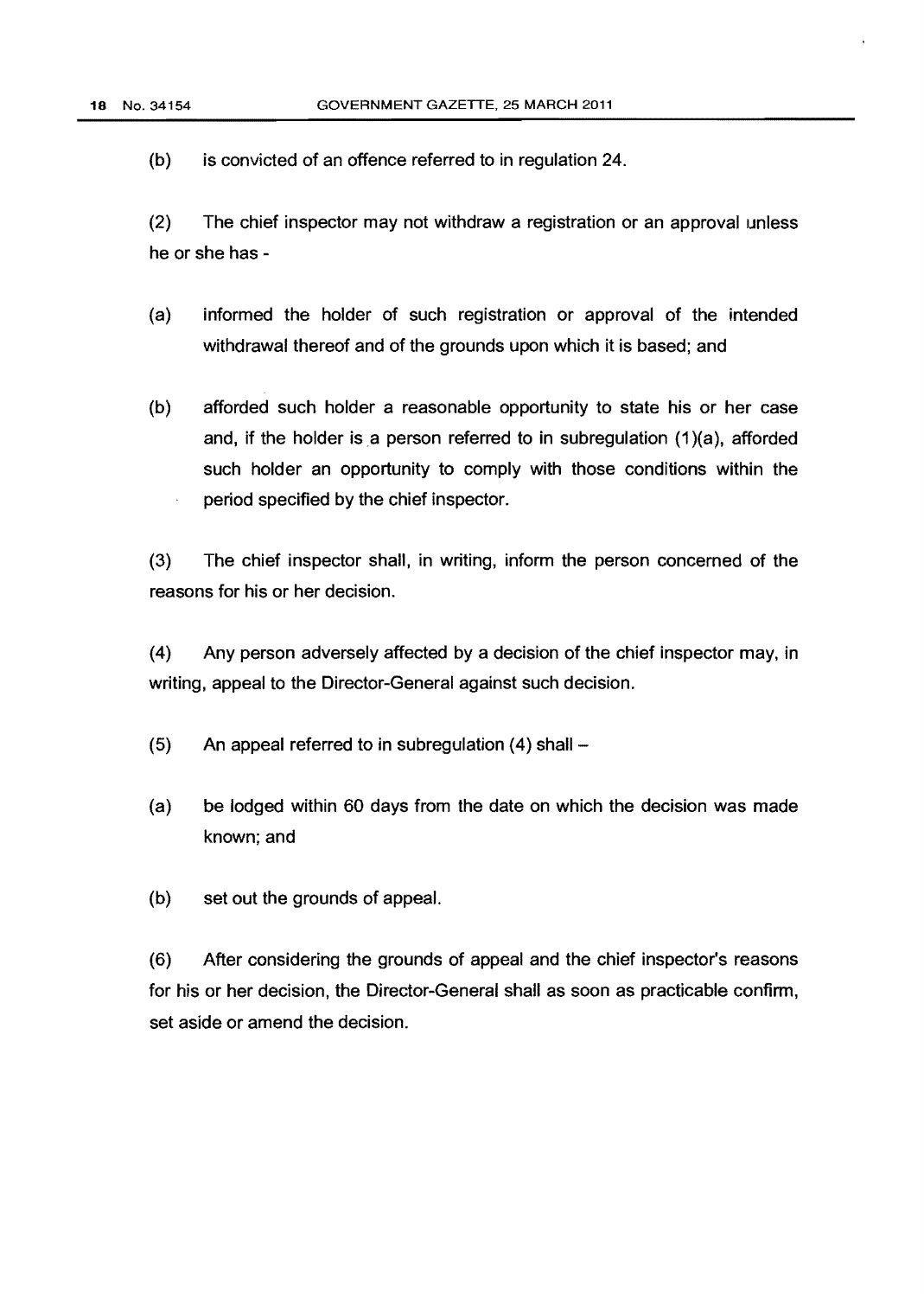(b) is convicted of an offence referred to in regulation 24.

(2) The chief inspector may not withdraw a registration or an approval unless he or she has -

(a) informed the holder of such registration or approval of the intended withdrawal thereof and of the grounds upon which it is based; and

(b) afforded such holder a reasonable opportunity to state his or her case and, if the holder is a person referred to in subregulation (1)(a), afforded such holder an opportunity to comply with those conditions within the period specified by the chief inspector.

(3) The chief inspector shall, in writing, inform the person concerned of the reasons for his or her decision.

(4) Any person adversely affected by a decision of the chief inspector may, in writing, appeal to the Director-General against such decision.

(5) An appeal referred to in subregulation (4) shall –

(a) be lodged within 60 days from the date on which the decision was made known; and

(b) set out the grounds of appeal.

(6) After considering the grounds of appeal and the chief inspector's reasons for his or her decision, the Director-General shall as soon as practicable confirm, set aside or amend the decision.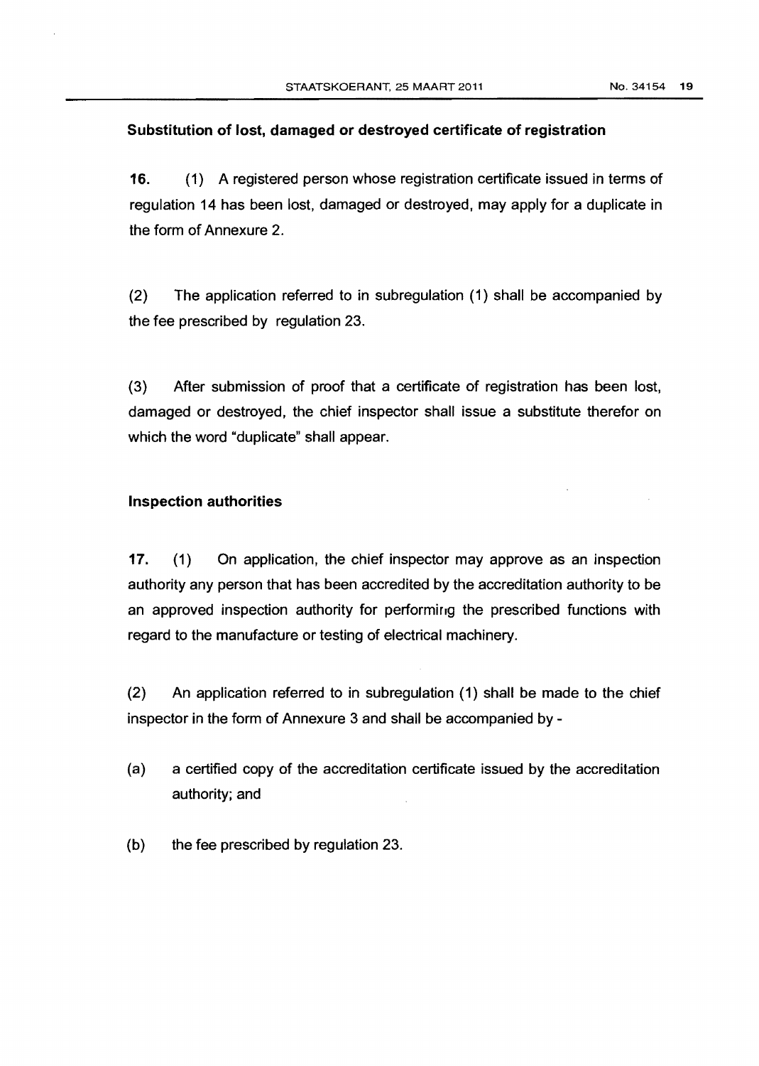**Substitution of lost, damaged or destroyed certificate of registration**

**16.** (1) A registered person whose registration certificate issued in terms of regulation 14 has been lost, damaged or destroyed, may apply for a duplicate in the form of Annexure 2.

(2) The application referred to in subregulation (1) shall be accompanied by the fee prescribed by regulation 23.

(3) After submission of proof that a certificate of registration has been lost, damaged or destroyed, the chief inspector shall issue a substitute therefor on which the word "duplicate" shall appear.

**Inspection authorities**

**17.** (1) On application, the chief inspector may approve as an inspection authority any person that has been accredited by the accreditation authority to be an approved inspection authority for performing the prescribed functions with regard to the manufacture or testing of electrical machinery.

(2) An application referred to in subregulation (1) shall be made to the chief inspector in the form of Annexure 3 and shall be accompanied by -

(a) a certified copy of the accreditation certificate issued by the accreditation authority; and

(b) the fee prescribed by regulation 23.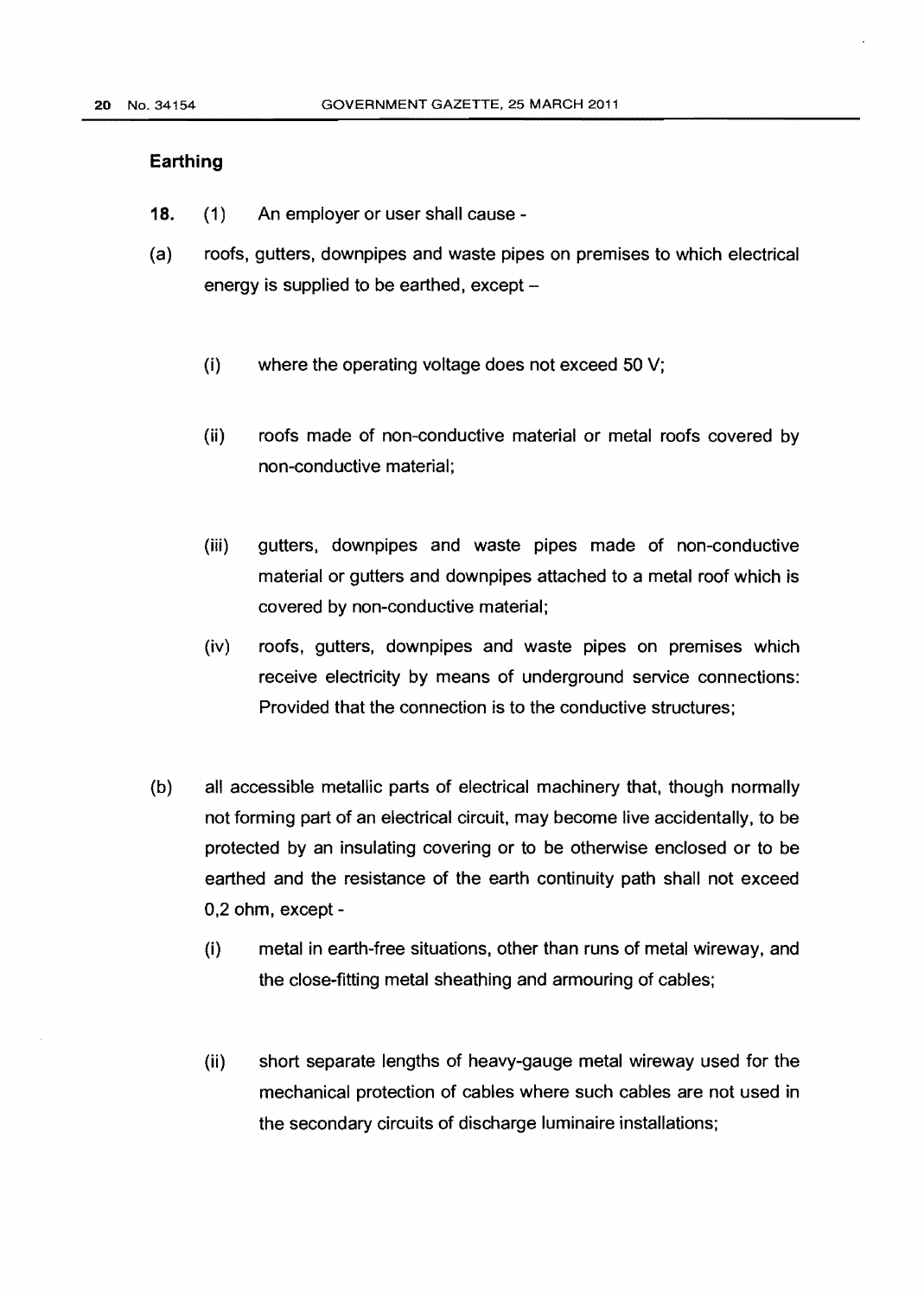## Earthing

**18.** (1) An employer or user shall cause -

(a) roofs, gutters, downpipes and waste pipes on premises to which electrical energy is supplied to be earthed, except –

(i) where the operating voltage does not exceed 50 V;

(ii) roofs made of non-conductive material or metal roofs covered by non-conductive material;

(iii) gutters, downpipes and waste pipes made of non-conductive material or gutters and downpipes attached to a metal roof which is covered by non-conductive material;

(iv) roofs, gutters, downpipes and waste pipes on premises which receive electricity by means of underground service connections: Provided that the connection is to the conductive structures;

(b) all accessible metallic parts of electrical machinery that, though normally not forming part of an electrical circuit, may become live accidentally, to be protected by an insulating covering or to be otherwise enclosed or to be earthed and the resistance of the earth continuity path shall not exceed 0,2 ohm, except -

(i) metal in earth-free situations, other than runs of metal wireway, and the close-fitting metal sheathing and armouring of cables;

(ii) short separate lengths of heavy-gauge metal wireway used for the mechanical protection of cables where such cables are not used in the secondary circuits of discharge luminaire installations;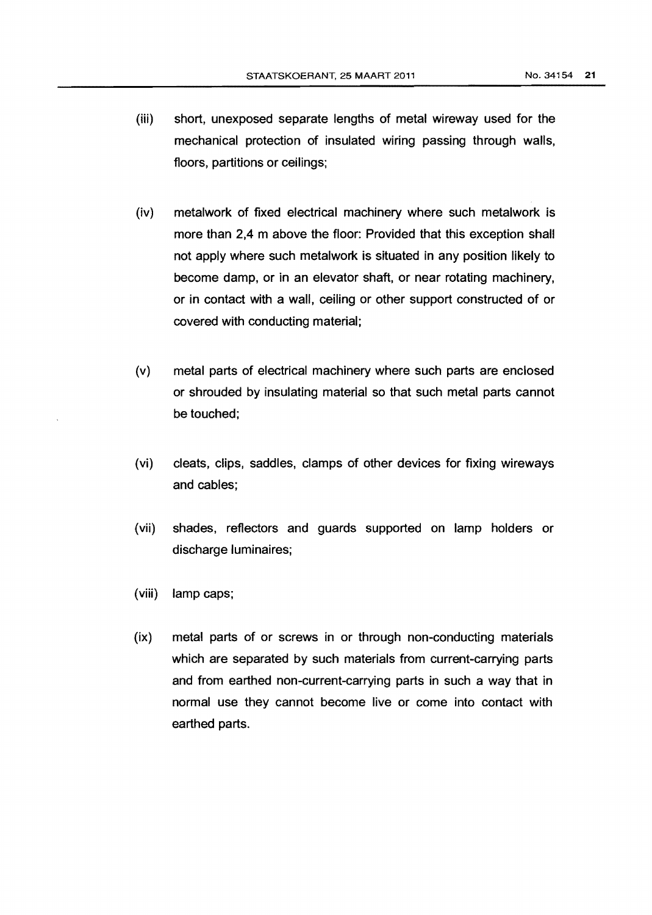(iii) short, unexposed separate lengths of metal wireway used for the mechanical protection of insulated wiring passing through walls, floors, partitions or ceilings;

(iv) metalwork of fixed electrical machinery where such metalwork is more than 2,4 m above the floor: Provided that this exception shall not apply where such metalwork is situated in any position likely to become damp, or in an elevator shaft, or near rotating machinery, or in contact with a wall, ceiling or other support constructed of or covered with conducting material;

(v) metal parts of electrical machinery where such parts are enclosed or shrouded by insulating material so that such metal parts cannot be touched;

(vi) cleats, clips, saddles, clamps of other devices for fixing wireways and cables;

(vii) shades, reflectors and guards supported on lamp holders or discharge luminaires;

(viii) lamp caps;

(ix) metal parts of or screws in or through non-conducting materials which are separated by such materials from current-carrying parts and from earthed non-current-carrying parts in such a way that in normal use they cannot become live or come into contact with earthed parts.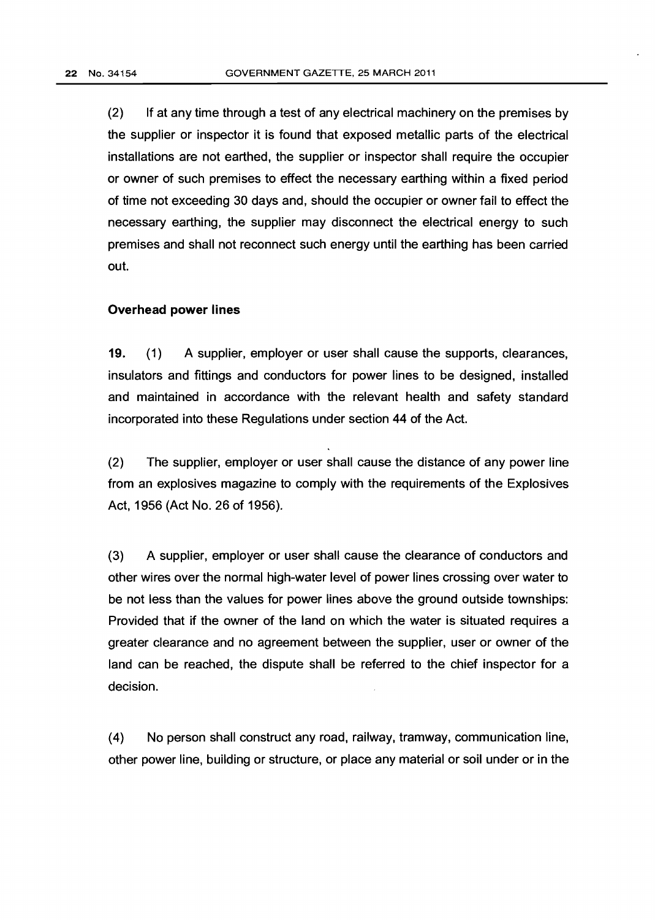(2) If at any time through a test of any electrical machinery on the premises by the supplier or inspector it is found that exposed metallic parts of the electrical installations are not earthed, the supplier or inspector shall require the occupier or owner of such premises to effect the necessary earthing within a fixed period of time not exceeding 30 days and, should the occupier or owner fail to effect the necessary earthing, the supplier may disconnect the electrical energy to such premises and shall not reconnect such energy until the earthing has been carried out.

**Overhead power lines**

**19.** (1) A supplier, employer or user shall cause the supports, clearances, insulators and fittings and conductors for power lines to be designed, installed and maintained in accordance with the relevant health and safety standard incorporated into these Regulations under section 44 of the Act.

(2) The supplier, employer or user shall cause the distance of any power line from an explosives magazine to comply with the requirements of the Explosives Act, 1956 (Act No. 26 of 1956).

(3) A supplier, employer or user shall cause the clearance of conductors and other wires over the normal high-water level of power lines crossing over water to be not less than the values for power lines above the ground outside townships: Provided that if the owner of the land on which the water is situated requires a greater clearance and no agreement between the supplier, user or owner of the land can be reached, the dispute shall be referred to the chief inspector for a decision.

(4) No person shall construct any road, railway, tramway, communication line, other power line, building or structure, or place any material or soil under or in the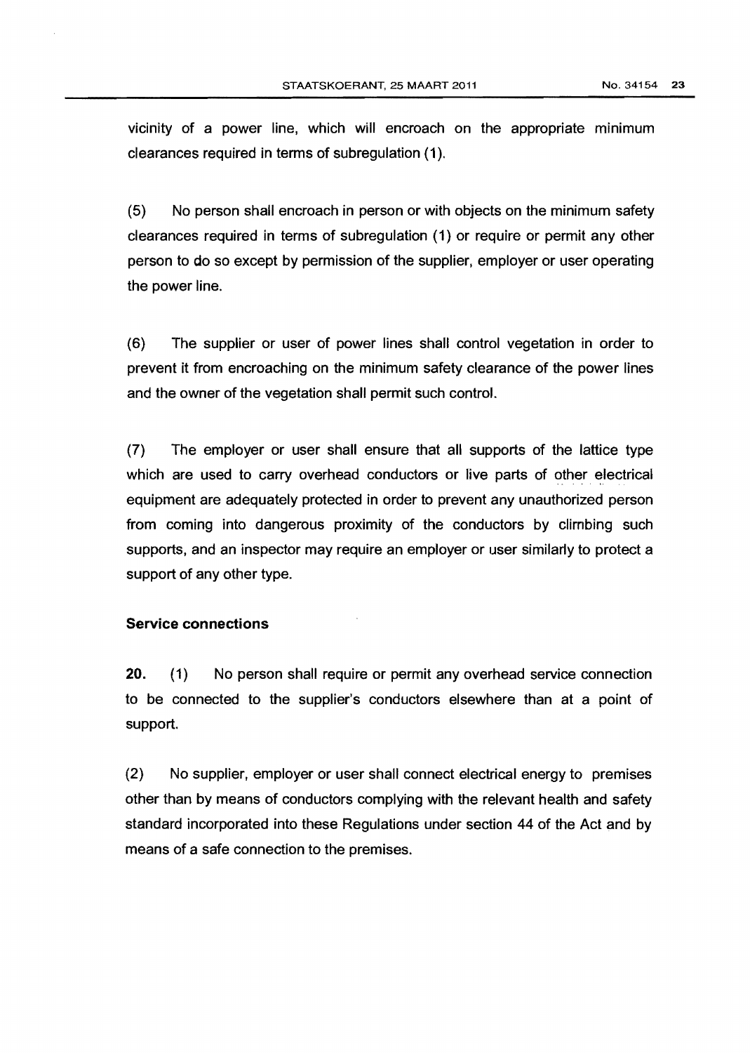vicinity of a power line, which will encroach on the appropriate minimum clearances required in terms of subregulation (1).

(5) No person shall encroach in person or with objects on the minimum safety clearances required in terms of subregulation (1) or require or permit any other person to do so except by permission of the supplier, employer or user operating the power line.

(6) The supplier or user of power lines shall control vegetation in order to prevent it from encroaching on the minimum safety clearance of the power lines and the owner of the vegetation shall permit such control.

(7) The employer or user shall ensure that all supports of the lattice type which are used to carry overhead conductors or live parts of other electrical equipment are adequately protected in order to prevent any unauthorized person from coming into dangerous proximity of the conductors by climbing such supports, and an inspector may require an employer or user similarly to protect a support of any other type.

**Service connections**

**20.** (1) No person shall require or permit any overhead service connection to be connected to the supplier's conductors elsewhere than at a point of support.

(2) No supplier, employer or user shall connect electrical energy to premises other than by means of conductors complying with the relevant health and safety standard incorporated into these Regulations under section 44 of the Act and by means of a safe connection to the premises.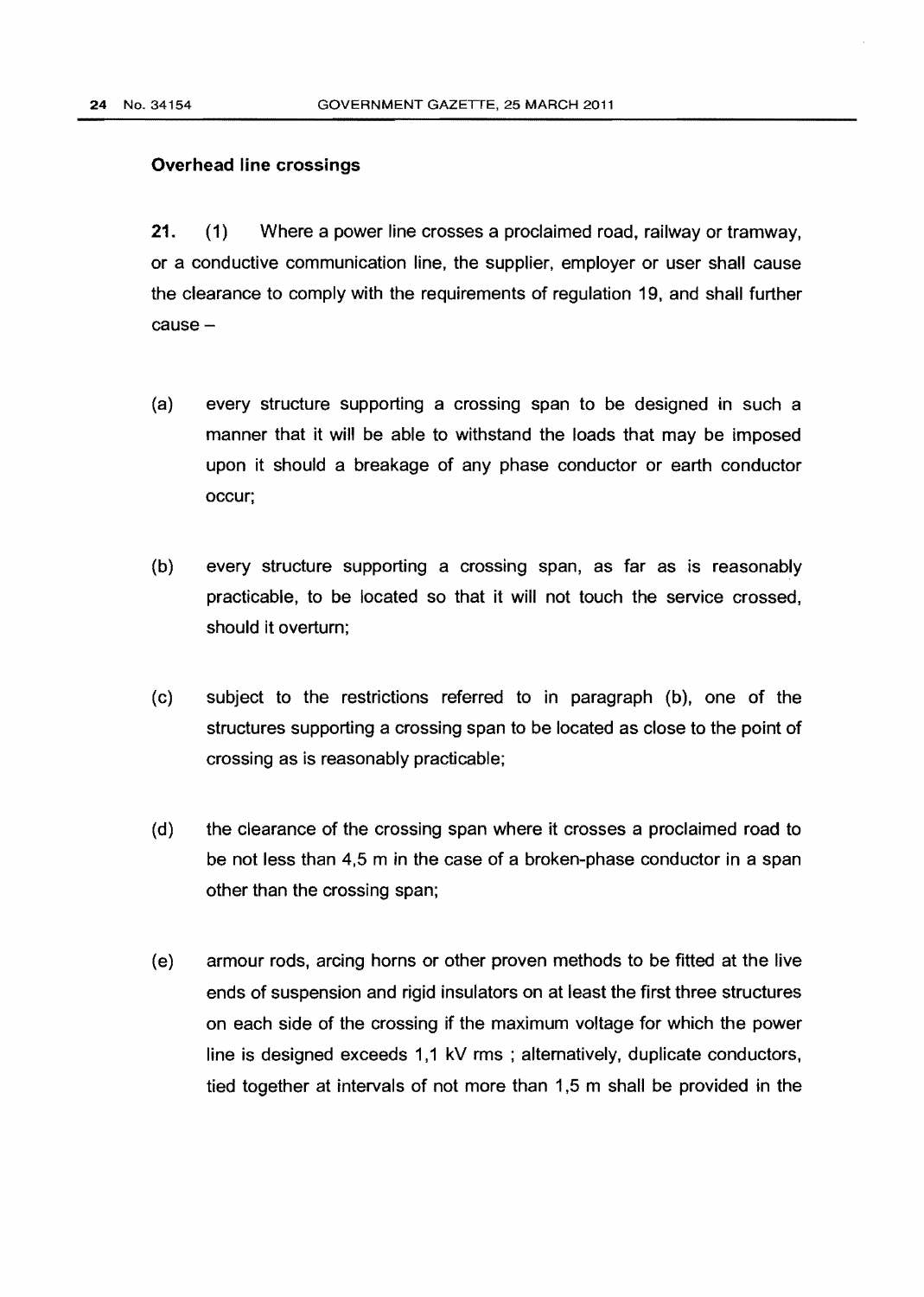**Overhead line crossings**

**21.** (1) Where a power line crosses a proclaimed road, railway or tramway, or a conductive communication line, the supplier, employer or user shall cause the clearance to comply with the requirements of regulation 19, and shall further cause –

(a) every structure supporting a crossing span to be designed in such a manner that it will be able to withstand the loads that may be imposed upon it should a breakage of any phase conductor or earth conductor occur;

(b) every structure supporting a crossing span, as far as is reasonably practicable, to be located so that it will not touch the service crossed, should it overturn;

(c) subject to the restrictions referred to in paragraph (b), one of the structures supporting a crossing span to be located as close to the point of crossing as is reasonably practicable;

(d) the clearance of the crossing span where it crosses a proclaimed road to be not less than 4,5 m in the case of a broken-phase conductor in a span other than the crossing span;

(e) armour rods, arcing horns or other proven methods to be fitted at the live ends of suspension and rigid insulators on at least the first three structures on each side of the crossing if the maximum voltage for which the power line is designed exceeds 1,1 kV rms ; alternatively, duplicate conductors, tied together at intervals of not more than 1,5 m shall be provided in the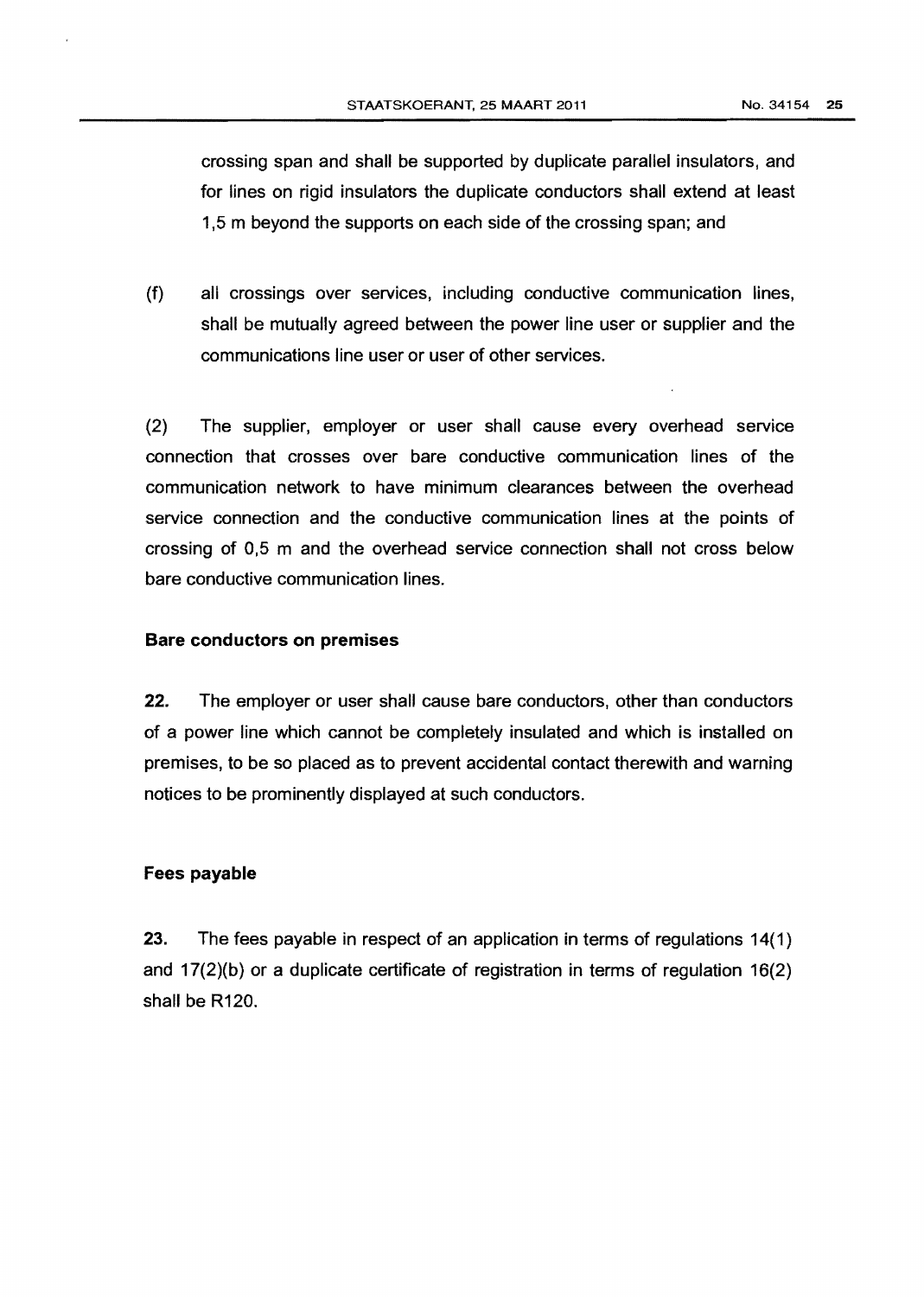crossing span and shall be supported by duplicate parallel insulators, and for lines on rigid insulators the duplicate conductors shall extend at least 1,5 m beyond the supports on each side of the crossing span; and

(f) all crossings over services, including conductive communication lines, shall be mutually agreed between the power line user or supplier and the communications line user or user of other services.

(2) The supplier, employer or user shall cause every overhead service connection that crosses over bare conductive communication lines of the communication network to have minimum clearances between the overhead service connection and the conductive communication lines at the points of crossing of 0,5 m and the overhead service connection shall not cross below bare conductive communication lines.

**Bare conductors on premises**

**22.** The employer or user shall cause bare conductors, other than conductors of a power line which cannot be completely insulated and which is installed on premises, to be so placed as to prevent accidental contact therewith and warning notices to be prominently displayed at such conductors.

**Fees payable**

**23.** The fees payable in respect of an application in terms of regulations 14(1) and 17(2)(b) or a duplicate certificate of registration in terms of regulation 16(2) shall be R120.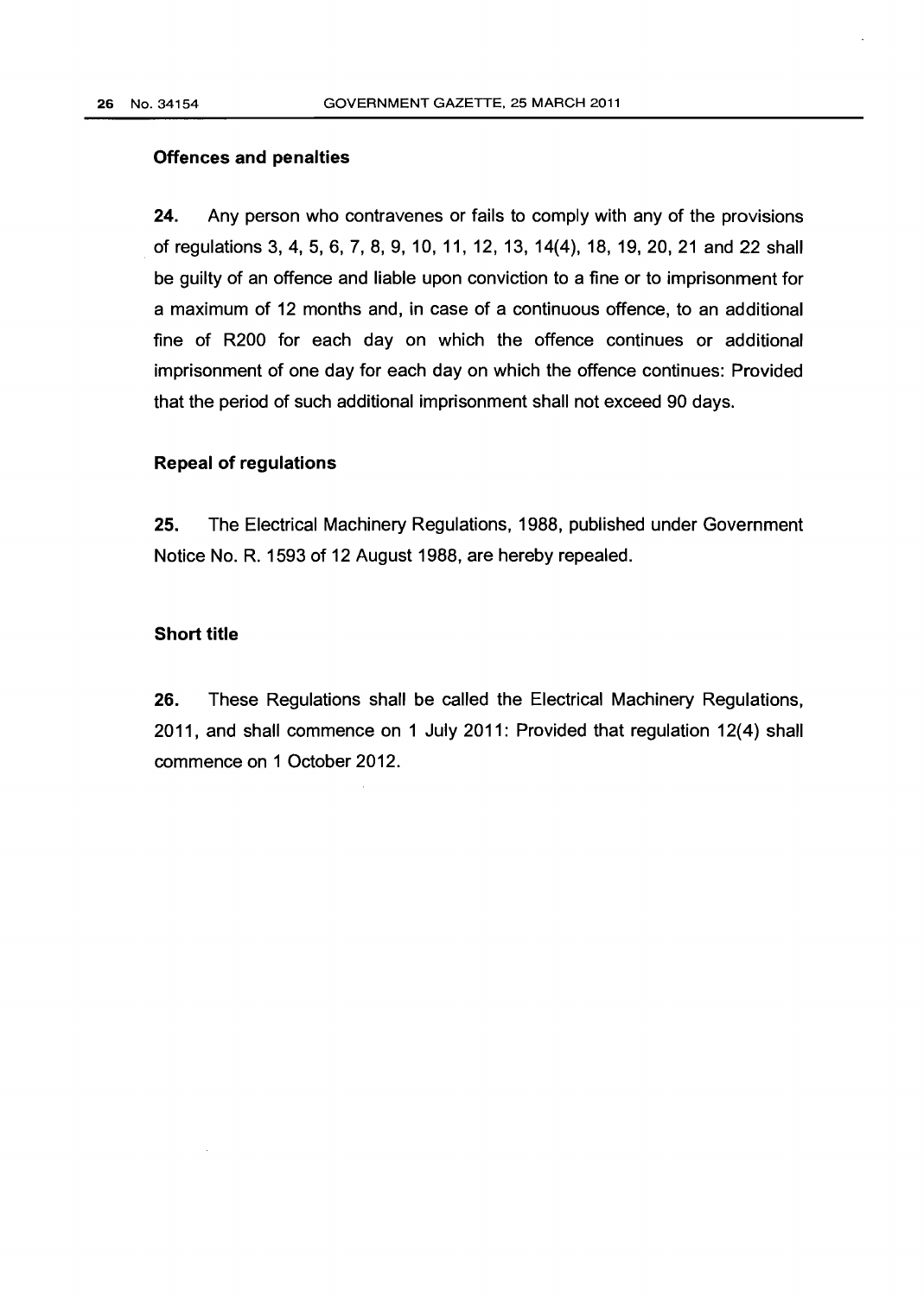**Offences and penalties**

**24.** Any person who contravenes or fails to comply with any of the provisions of regulations 3, 4, 5, 6, 7, 8, 9, 10, 11, 12, 13, 14(4), 18, 19, 20, 21 and 22 shall be guilty of an offence and liable upon conviction to a fine or to imprisonment for a maximum of 12 months and, in case of a continuous offence, to an additional fine of R200 for each day on which the offence continues or additional imprisonment of one day for each day on which the offence continues: Provided that the period of such additional imprisonment shall not exceed 90 days.

**Repeal of regulations**

**25.** The Electrical Machinery Regulations, 1988, published under Government Notice No. R. 1593 of 12 August 1988, are hereby repealed.

**Short title**

**26.** These Regulations shall be called the Electrical Machinery Regulations, 2011, and shall commence on 1 July 2011: Provided that regulation 12(4) shall commence on 1 October 2012.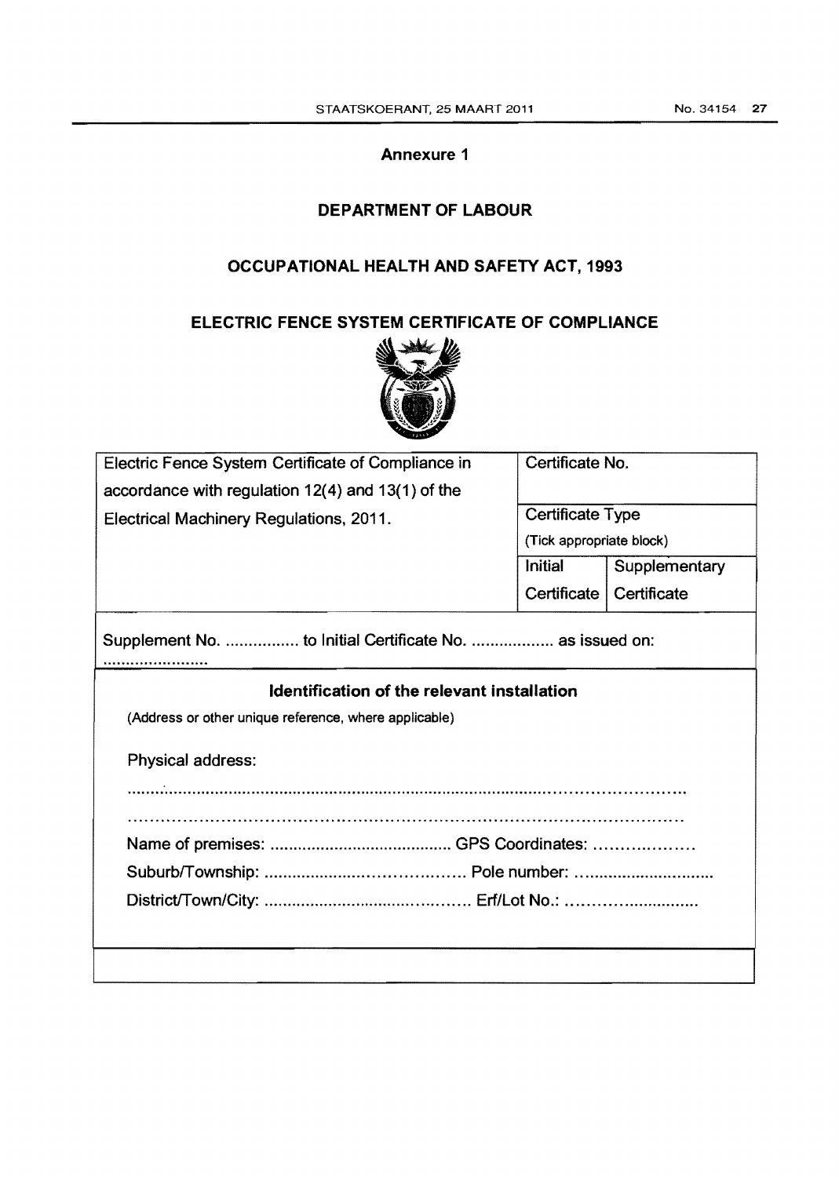**Annexure 1**

**DEPARTMENT OF LABOUR**

**OCCUPATIONAL HEALTH AND SAFETY ACT, 1993**

**ELECTRIC FENCE SYSTEM CERTIFICATE OF COMPLIANCE**

| Electric Fence System Certificate of Compliance in accordance with regulation 12(4) and 13(1) of the Electrical Machinery Regulations, 2011. | Certificate No. | |
|---|---|---|
| | Certificate Type (Tick appropriate block) | |
| | Initial Certificate | Supplementary Certificate |

Supplement No. ................ to Initial Certificate No. .................. as issued on: .......................

**Identification of the relevant installation**

(Address or other unique reference, where applicable)

Physical address:

.............................................................................................................................

.............................................................................................................................

Name of premises: ........................................ GPS Coordinates: ....................

Suburb/Township: ........................................ Pole number: ..............................

District/Town/City: ........................................ Erf/Lot No.: ..............................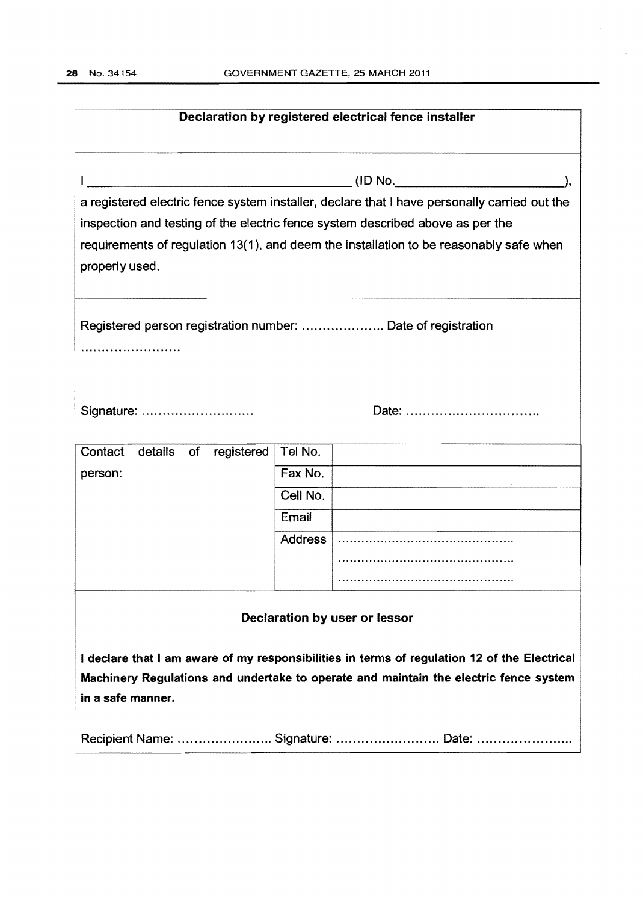## Declaration by registered electrical fence installer

I \_\_\_\_\_\_\_\_\_\_\_\_\_\_\_\_\_\_\_\_\_\_\_\_\_\_\_\_\_\_\_\_\_\_\_\_\_\_ (ID No.\_\_\_\_\_\_\_\_\_\_\_\_\_\_\_\_\_\_\_\_\_\_\_\_),
a registered electric fence system installer, declare that I have personally carried out the inspection and testing of the electric fence system described above as per the requirements of regulation 13(1), and deem the installation to be reasonably safe when properly used.

Registered person registration number: ……………….. Date of registration ……………………

Signature: ………………………          Date: …………………………..

| Contact details of registered person: | Tel No. | |
|---|---|---|
| | Fax No. | |
| | Cell No. | |
| | Email | |
| | Address | ………………………………………. ………………………………………. ………………………………………. |

## Declaration by user or lessor

**I declare that I am aware of my responsibilities in terms of regulation 12 of the Electrical Machinery Regulations and undertake to operate and maintain the electric fence system in a safe manner.**

Recipient Name: ………………….. Signature: ……………………. Date: …………………..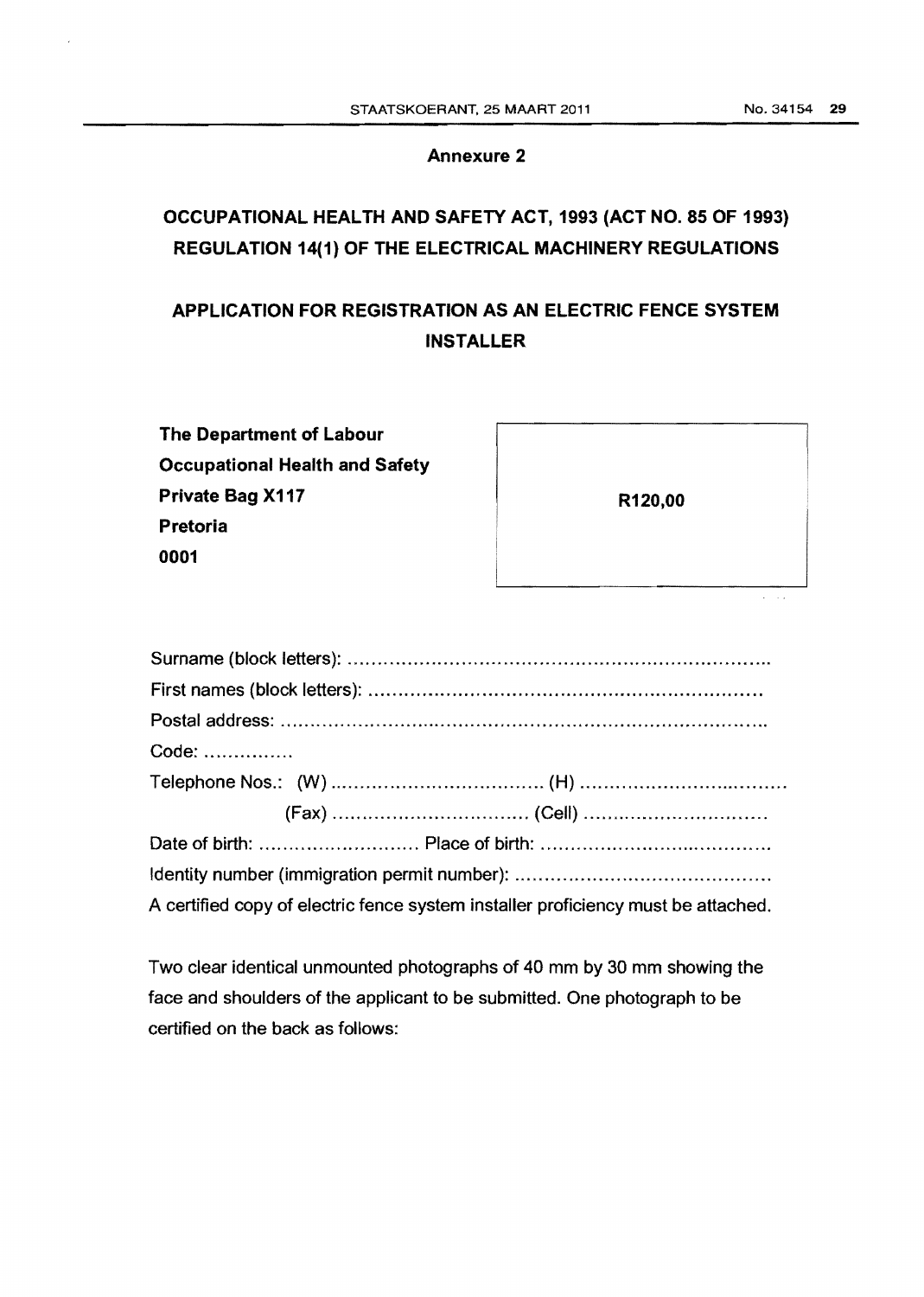**Annexure 2**

**OCCUPATIONAL HEALTH AND SAFETY ACT, 1993 (ACT NO. 85 OF 1993)**
**REGULATION 14(1) OF THE ELECTRICAL MACHINERY REGULATIONS**

**APPLICATION FOR REGISTRATION AS AN ELECTRIC FENCE SYSTEM INSTALLER**

| **The Department of Labour**<br>**Occupational Health and Safety**<br>**Private Bag X117**<br>**Pretoria**<br>**0001** | **R120,00** |
|---|---|

Surname (block letters): ........................................................................

First names (block letters): ....................................................................

Postal address: ....................................................................................

Code: ...............

Telephone Nos.: (W) .................................... (H) ....................................

(Fax) ................................. (Cell) ...............................

Date of birth: ........................... Place of birth: .........................................

Identity number (immigration permit number): ...........................................

A certified copy of electric fence system installer proficiency must be attached.

Two clear identical unmounted photographs of 40 mm by 30 mm showing the face and shoulders of the applicant to be submitted. One photograph to be certified on the back as follows: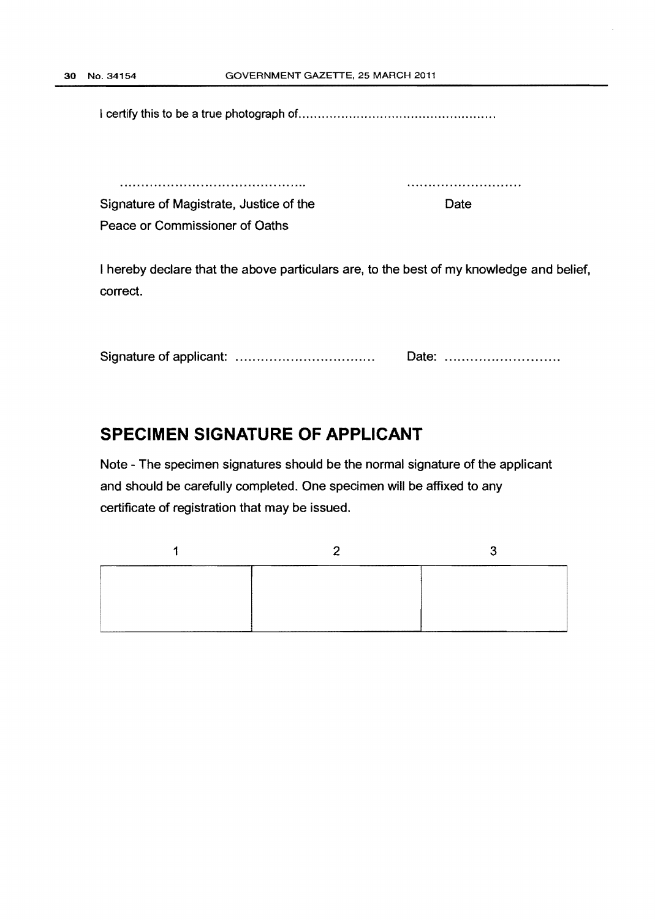I certify this to be a true photograph of..................................................

............................................ ............................

Signature of Magistrate, Justice of the Peace or Commissioner of Oaths | Date

I hereby declare that the above particulars are, to the best of my knowledge and belief, correct.

Signature of applicant: ................................. Date: ............................

## SPECIMEN SIGNATURE OF APPLICANT

Note - The specimen signatures should be the normal signature of the applicant and should be carefully completed. One specimen will be affixed to any certificate of registration that may be issued.

| 1 | 2 | 3 |
|---|---|---|
| | | |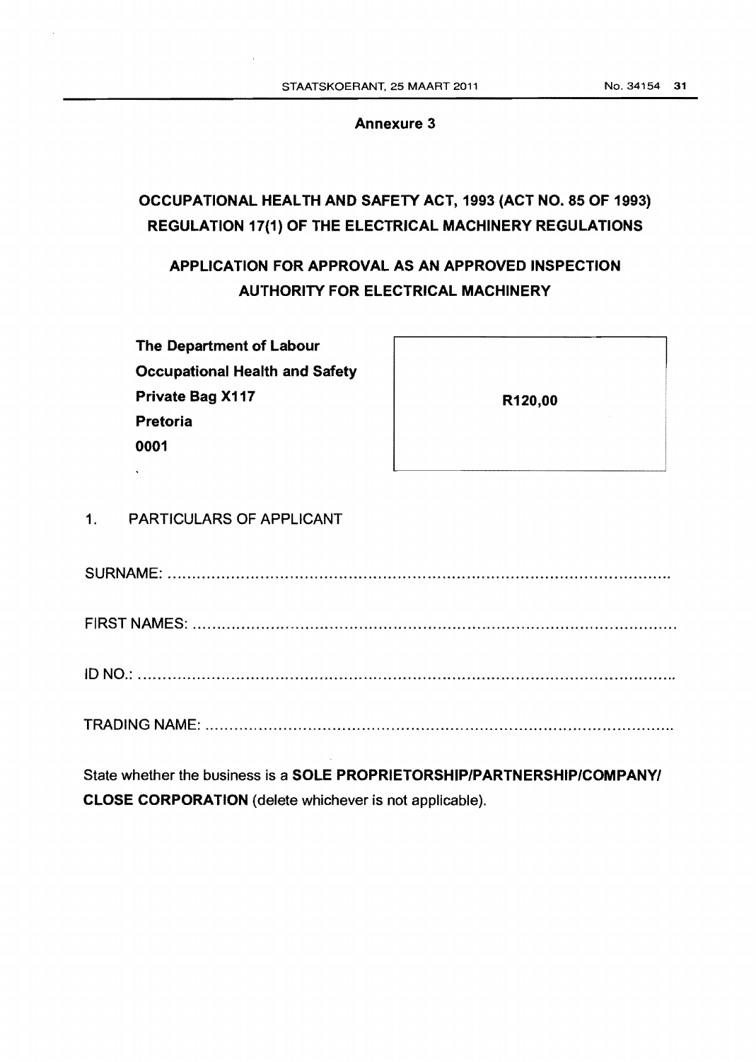**Annexure 3**

## OCCUPATIONAL HEALTH AND SAFETY ACT, 1993 (ACT NO. 85 OF 1993) REGULATION 17(1) OF THE ELECTRICAL MACHINERY REGULATIONS

## APPLICATION FOR APPROVAL AS AN APPROVED INSPECTION AUTHORITY FOR ELECTRICAL MACHINERY

**The Department of Labour**
**Occupational Health and Safety**
**Private Bag X117**
**Pretoria**
**0001**

| R120,00 |
|---|

1. PARTICULARS OF APPLICANT

SURNAME: ..........................................................................................................

FIRST NAMES: ....................................................................................................

ID NO.: ...............................................................................................................

TRADING NAME: .................................................................................................

State whether the business is a **SOLE PROPRIETORSHIP/PARTNERSHIP/COMPANY/ CLOSE CORPORATION** (delete whichever is not applicable).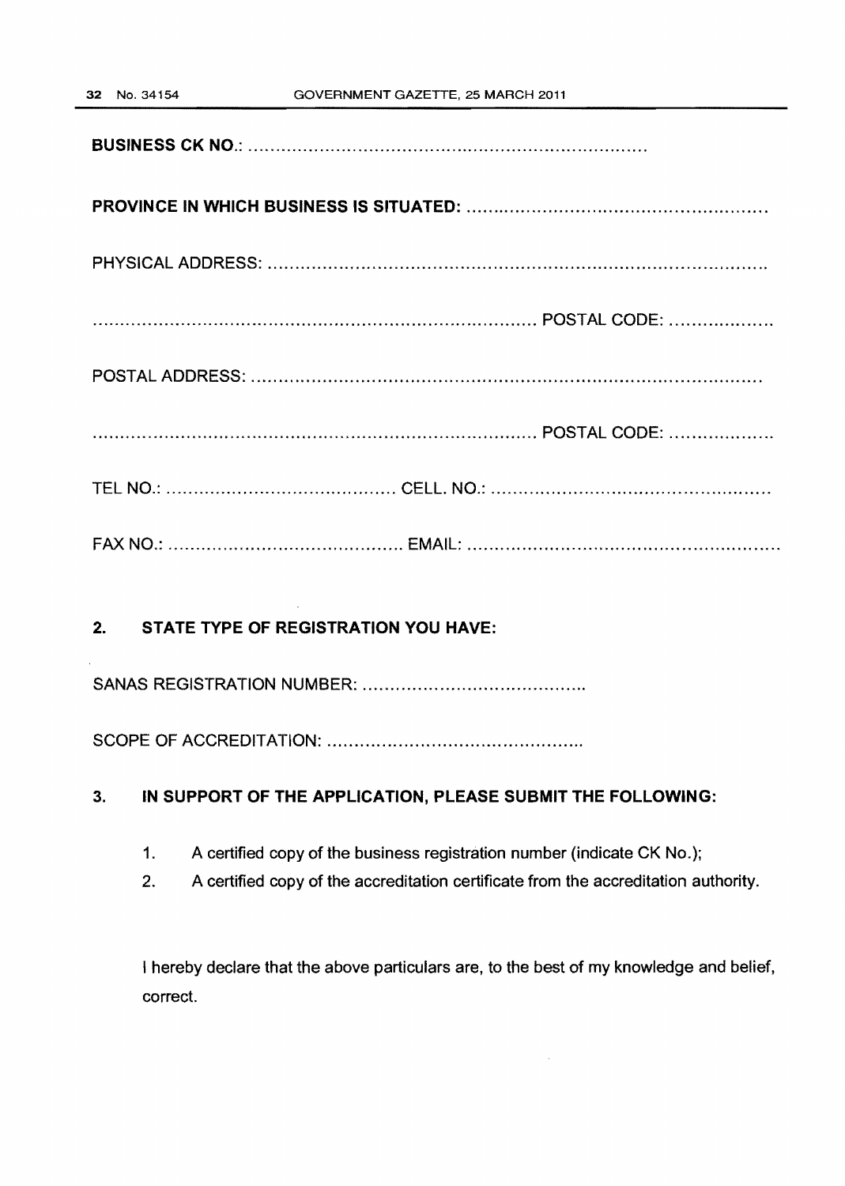**BUSINESS CK NO.:** ..........................................................................

**PROVINCE IN WHICH BUSINESS IS SITUATED:** ..................................................

PHYSICAL ADDRESS: ....................................................................................

.................................................................................. POSTAL CODE: ...................

POSTAL ADDRESS: ......................................................................................

.................................................................................. POSTAL CODE: ...................

TEL NO.: .......................................... CELL. NO.: ..................................................

FAX NO.: .......................................... EMAIL: ......................................................

## 2. STATE TYPE OF REGISTRATION YOU HAVE:

SANAS REGISTRATION NUMBER: .........................................

SCOPE OF ACCREDITATION: ..............................................

## 3. IN SUPPORT OF THE APPLICATION, PLEASE SUBMIT THE FOLLOWING:

1. A certified copy of the business registration number (indicate CK No.);
2. A certified copy of the accreditation certificate from the accreditation authority.

I hereby declare that the above particulars are, to the best of my knowledge and belief, correct.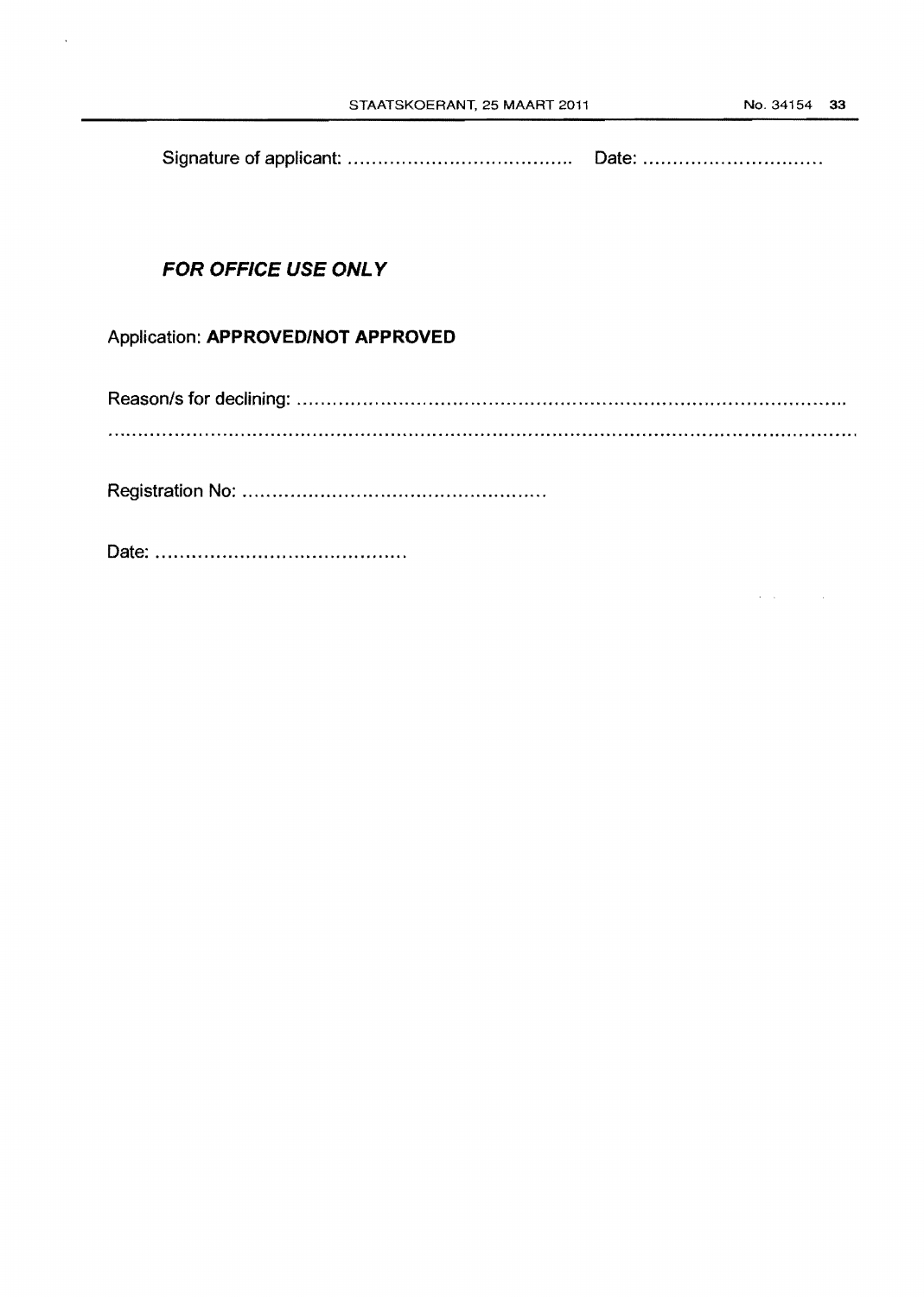Signature of applicant: ...................................... Date: ..............................

***FOR OFFICE USE ONLY***

Application: **APPROVED/NOT APPROVED**

Reason/s for declining: ......................................................................................

.....................................................................................................................

Registration No: ...................................................

Date: ..........................................